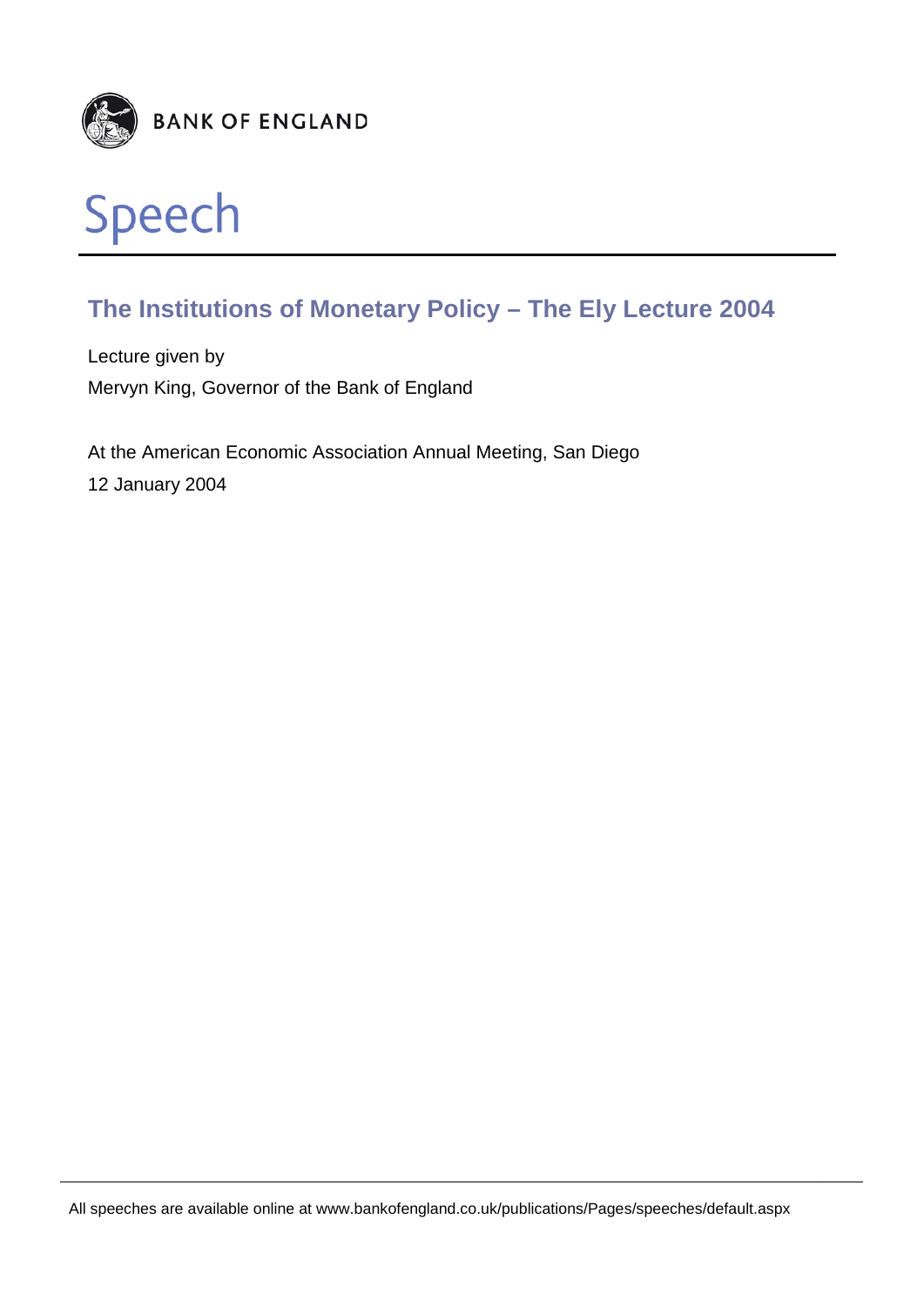BANK OF ENGLAND

# Speech

## The Institutions of Monetary Policy – The Ely Lecture 2004

Lecture given by

Mervyn King, Governor of the Bank of England

At the American Economic Association Annual Meeting, San Diego

12 January 2004

All speeches are available online at www.bankofengland.co.uk/publications/Pages/speeches/default.aspx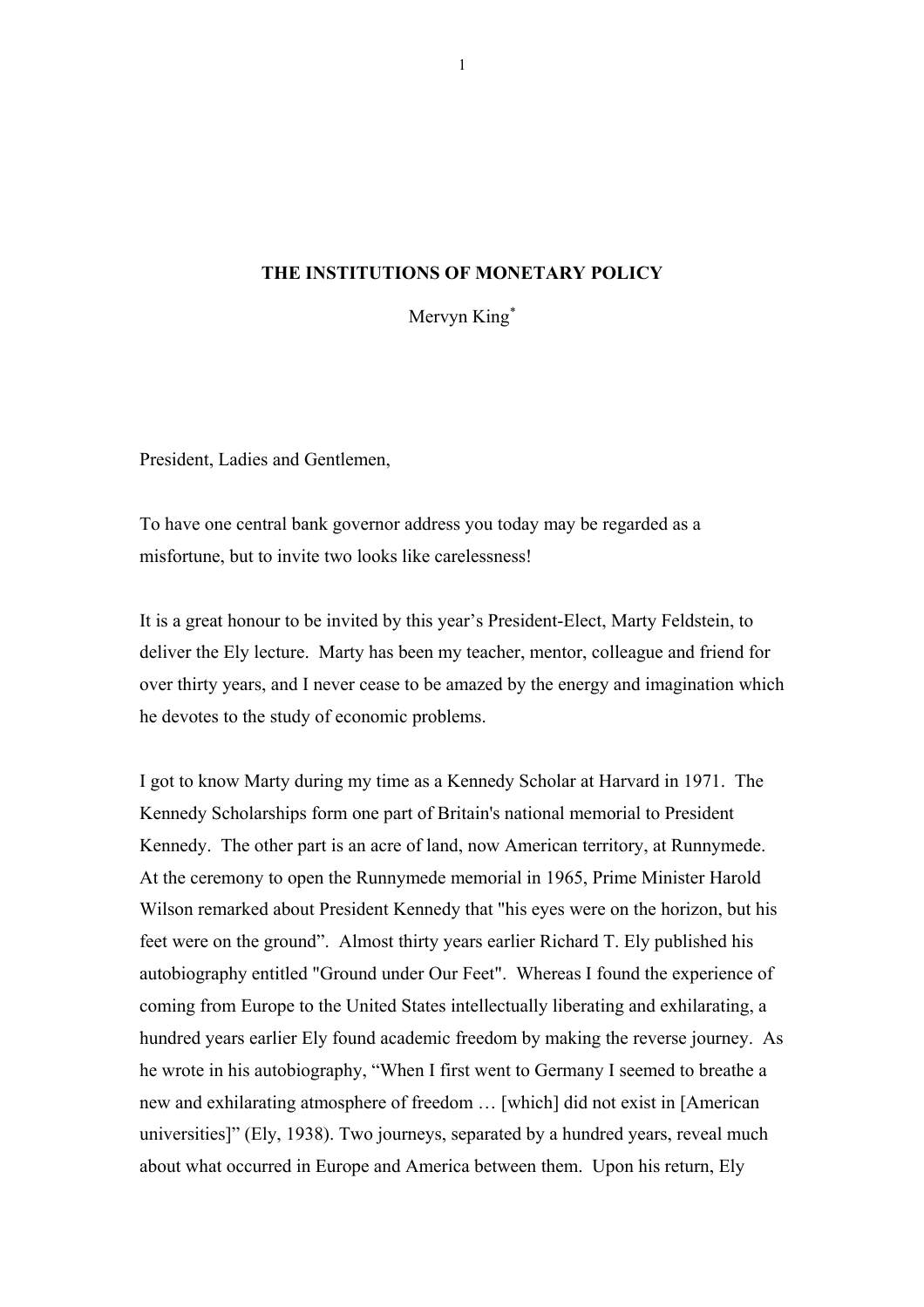# THE INSTITUTIONS OF MONETARY POLICY

Mervyn King*

President, Ladies and Gentlemen,

To have one central bank governor address you today may be regarded as a misfortune, but to invite two looks like carelessness!

It is a great honour to be invited by this year's President-Elect, Marty Feldstein, to deliver the Ely lecture. Marty has been my teacher, mentor, colleague and friend for over thirty years, and I never cease to be amazed by the energy and imagination which he devotes to the study of economic problems.

I got to know Marty during my time as a Kennedy Scholar at Harvard in 1971. The Kennedy Scholarships form one part of Britain's national memorial to President Kennedy. The other part is an acre of land, now American territory, at Runnymede. At the ceremony to open the Runnymede memorial in 1965, Prime Minister Harold Wilson remarked about President Kennedy that "his eyes were on the horizon, but his feet were on the ground". Almost thirty years earlier Richard T. Ely published his autobiography entitled "Ground under Our Feet". Whereas I found the experience of coming from Europe to the United States intellectually liberating and exhilarating, a hundred years earlier Ely found academic freedom by making the reverse journey. As he wrote in his autobiography, "When I first went to Germany I seemed to breathe a new and exhilarating atmosphere of freedom … [which] did not exist in [American universities]" (Ely, 1938). Two journeys, separated by a hundred years, reveal much about what occurred in Europe and America between them. Upon his return, Ely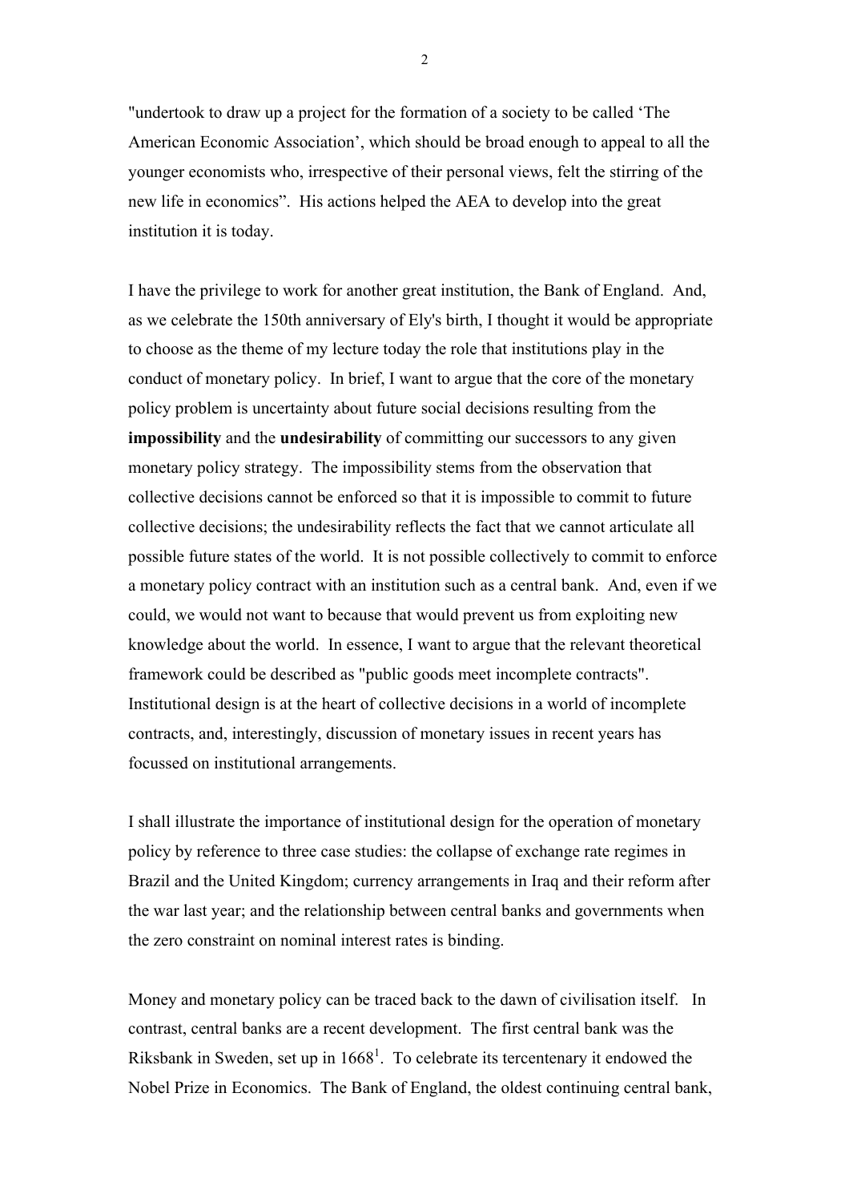"undertook to draw up a project for the formation of a society to be called 'The American Economic Association', which should be broad enough to appeal to all the younger economists who, irrespective of their personal views, felt the stirring of the new life in economics". His actions helped the AEA to develop into the great institution it is today.

I have the privilege to work for another great institution, the Bank of England. And, as we celebrate the 150th anniversary of Ely's birth, I thought it would be appropriate to choose as the theme of my lecture today the role that institutions play in the conduct of monetary policy. In brief, I want to argue that the core of the monetary policy problem is uncertainty about future social decisions resulting from the **impossibility** and the **undesirability** of committing our successors to any given monetary policy strategy. The impossibility stems from the observation that collective decisions cannot be enforced so that it is impossible to commit to future collective decisions; the undesirability reflects the fact that we cannot articulate all possible future states of the world. It is not possible collectively to commit to enforce a monetary policy contract with an institution such as a central bank. And, even if we could, we would not want to because that would prevent us from exploiting new knowledge about the world. In essence, I want to argue that the relevant theoretical framework could be described as "public goods meet incomplete contracts". Institutional design is at the heart of collective decisions in a world of incomplete contracts, and, interestingly, discussion of monetary issues in recent years has focussed on institutional arrangements.

I shall illustrate the importance of institutional design for the operation of monetary policy by reference to three case studies: the collapse of exchange rate regimes in Brazil and the United Kingdom; currency arrangements in Iraq and their reform after the war last year; and the relationship between central banks and governments when the zero constraint on nominal interest rates is binding.

Money and monetary policy can be traced back to the dawn of civilisation itself. In contrast, central banks are a recent development. The first central bank was the Riksbank in Sweden, set up in 1668[1]. To celebrate its tercentenary it endowed the Nobel Prize in Economics. The Bank of England, the oldest continuing central bank,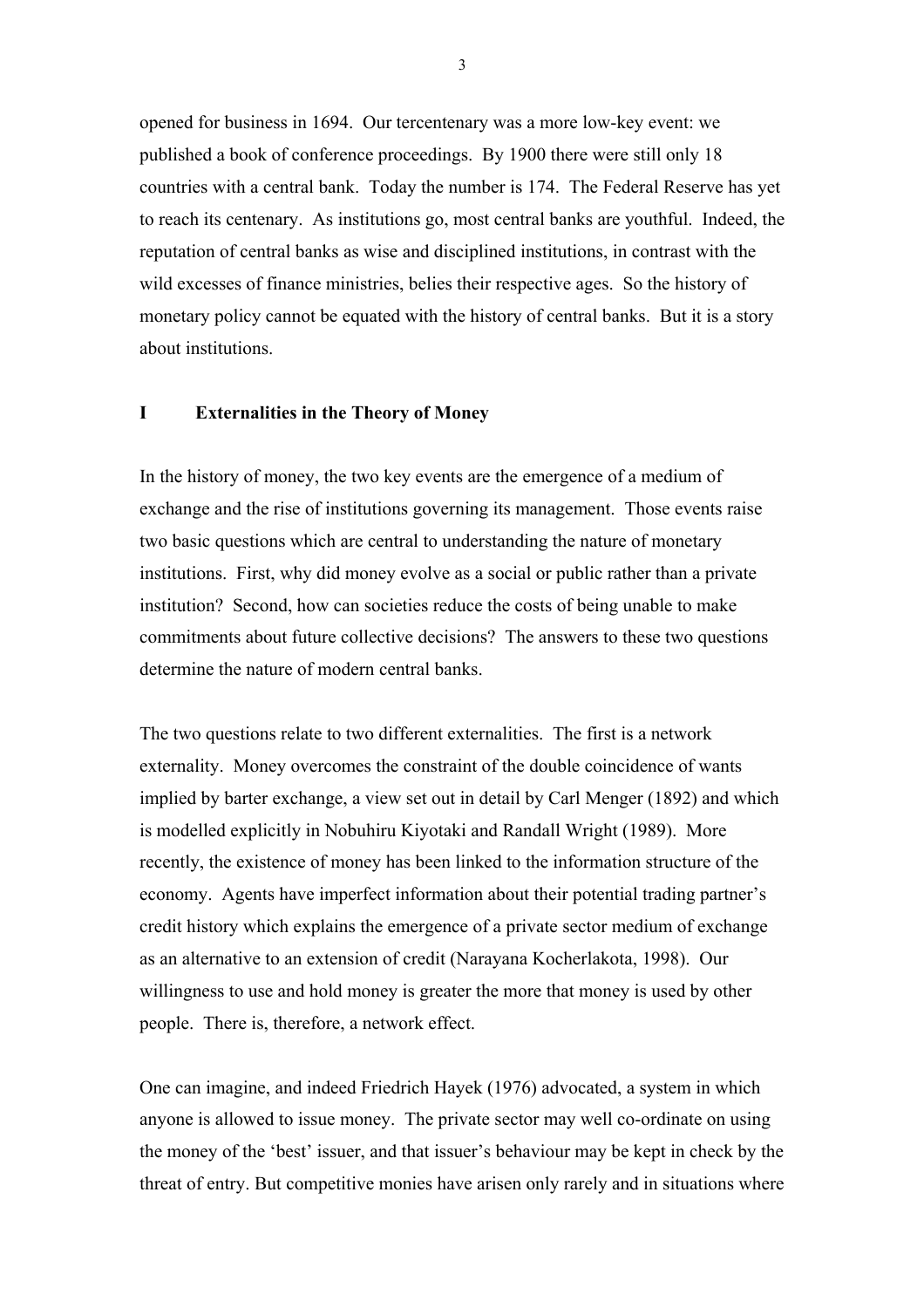opened for business in 1694. Our tercentenary was a more low-key event: we published a book of conference proceedings. By 1900 there were still only 18 countries with a central bank. Today the number is 174. The Federal Reserve has yet to reach its centenary. As institutions go, most central banks are youthful. Indeed, the reputation of central banks as wise and disciplined institutions, in contrast with the wild excesses of finance ministries, belies their respective ages. So the history of monetary policy cannot be equated with the history of central banks. But it is a story about institutions.

## I Externalities in the Theory of Money

In the history of money, the two key events are the emergence of a medium of exchange and the rise of institutions governing its management. Those events raise two basic questions which are central to understanding the nature of monetary institutions. First, why did money evolve as a social or public rather than a private institution? Second, how can societies reduce the costs of being unable to make commitments about future collective decisions? The answers to these two questions determine the nature of modern central banks.

The two questions relate to two different externalities. The first is a network externality. Money overcomes the constraint of the double coincidence of wants implied by barter exchange, a view set out in detail by Carl Menger (1892) and which is modelled explicitly in Nobuhiru Kiyotaki and Randall Wright (1989). More recently, the existence of money has been linked to the information structure of the economy. Agents have imperfect information about their potential trading partner's credit history which explains the emergence of a private sector medium of exchange as an alternative to an extension of credit (Narayana Kocherlakota, 1998). Our willingness to use and hold money is greater the more that money is used by other people. There is, therefore, a network effect.

One can imagine, and indeed Friedrich Hayek (1976) advocated, a system in which anyone is allowed to issue money. The private sector may well co-ordinate on using the money of the 'best' issuer, and that issuer's behaviour may be kept in check by the threat of entry. But competitive monies have arisen only rarely and in situations where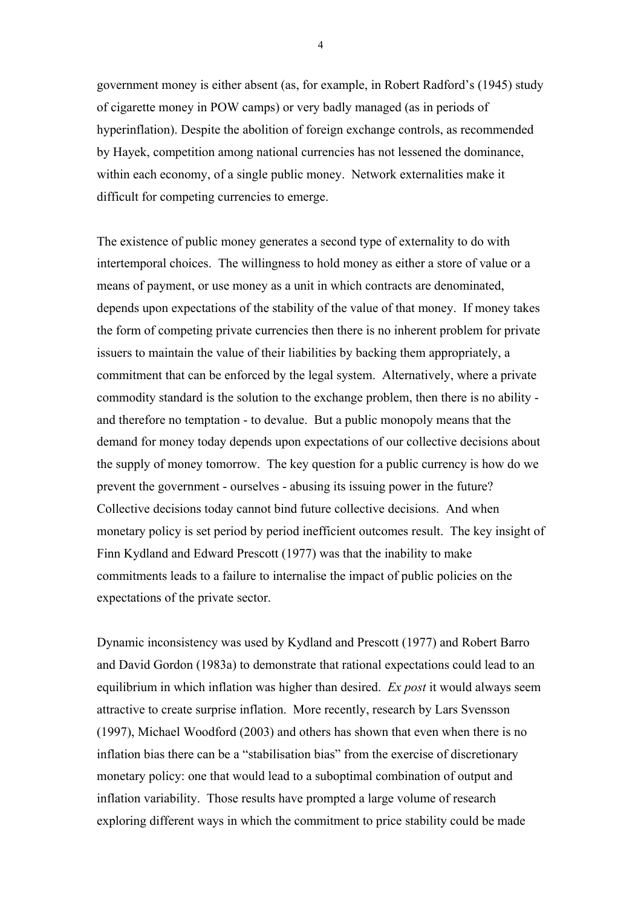government money is either absent (as, for example, in Robert Radford's (1945) study of cigarette money in POW camps) or very badly managed (as in periods of hyperinflation). Despite the abolition of foreign exchange controls, as recommended by Hayek, competition among national currencies has not lessened the dominance, within each economy, of a single public money. Network externalities make it difficult for competing currencies to emerge.

The existence of public money generates a second type of externality to do with intertemporal choices. The willingness to hold money as either a store of value or a means of payment, or use money as a unit in which contracts are denominated, depends upon expectations of the stability of the value of that money. If money takes the form of competing private currencies then there is no inherent problem for private issuers to maintain the value of their liabilities by backing them appropriately, a commitment that can be enforced by the legal system. Alternatively, where a private commodity standard is the solution to the exchange problem, then there is no ability - and therefore no temptation - to devalue. But a public monopoly means that the demand for money today depends upon expectations of our collective decisions about the supply of money tomorrow. The key question for a public currency is how do we prevent the government - ourselves - abusing its issuing power in the future? Collective decisions today cannot bind future collective decisions. And when monetary policy is set period by period inefficient outcomes result. The key insight of Finn Kydland and Edward Prescott (1977) was that the inability to make commitments leads to a failure to internalise the impact of public policies on the expectations of the private sector.

Dynamic inconsistency was used by Kydland and Prescott (1977) and Robert Barro and David Gordon (1983a) to demonstrate that rational expectations could lead to an equilibrium in which inflation was higher than desired. *Ex post* it would always seem attractive to create surprise inflation. More recently, research by Lars Svensson (1997), Michael Woodford (2003) and others has shown that even when there is no inflation bias there can be a "stabilisation bias" from the exercise of discretionary monetary policy: one that would lead to a suboptimal combination of output and inflation variability. Those results have prompted a large volume of research exploring different ways in which the commitment to price stability could be made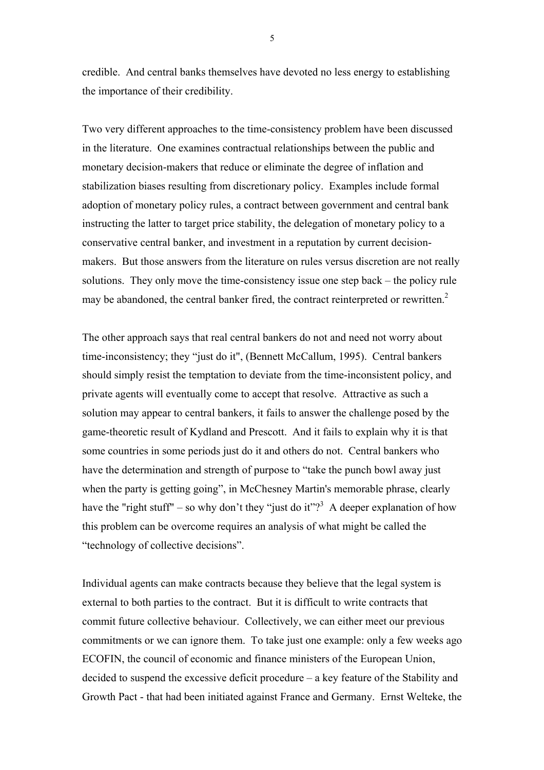credible. And central banks themselves have devoted no less energy to establishing the importance of their credibility.

Two very different approaches to the time-consistency problem have been discussed in the literature. One examines contractual relationships between the public and monetary decision-makers that reduce or eliminate the degree of inflation and stabilization biases resulting from discretionary policy. Examples include formal adoption of monetary policy rules, a contract between government and central bank instructing the latter to target price stability, the delegation of monetary policy to a conservative central banker, and investment in a reputation by current decision-makers. But those answers from the literature on rules versus discretion are not really solutions. They only move the time-consistency issue one step back – the policy rule may be abandoned, the central banker fired, the contract reinterpreted or rewritten.[2]

The other approach says that real central bankers do not and need not worry about time-inconsistency; they "just do it", (Bennett McCallum, 1995). Central bankers should simply resist the temptation to deviate from the time-inconsistent policy, and private agents will eventually come to accept that resolve. Attractive as such a solution may appear to central bankers, it fails to answer the challenge posed by the game-theoretic result of Kydland and Prescott. And it fails to explain why it is that some countries in some periods just do it and others do not. Central bankers who have the determination and strength of purpose to "take the punch bowl away just when the party is getting going", in McChesney Martin's memorable phrase, clearly have the "right stuff" – so why don't they "just do it"?[3] A deeper explanation of how this problem can be overcome requires an analysis of what might be called the "technology of collective decisions".

Individual agents can make contracts because they believe that the legal system is external to both parties to the contract. But it is difficult to write contracts that commit future collective behaviour. Collectively, we can either meet our previous commitments or we can ignore them. To take just one example: only a few weeks ago ECOFIN, the council of economic and finance ministers of the European Union, decided to suspend the excessive deficit procedure – a key feature of the Stability and Growth Pact - that had been initiated against France and Germany. Ernst Welteke, the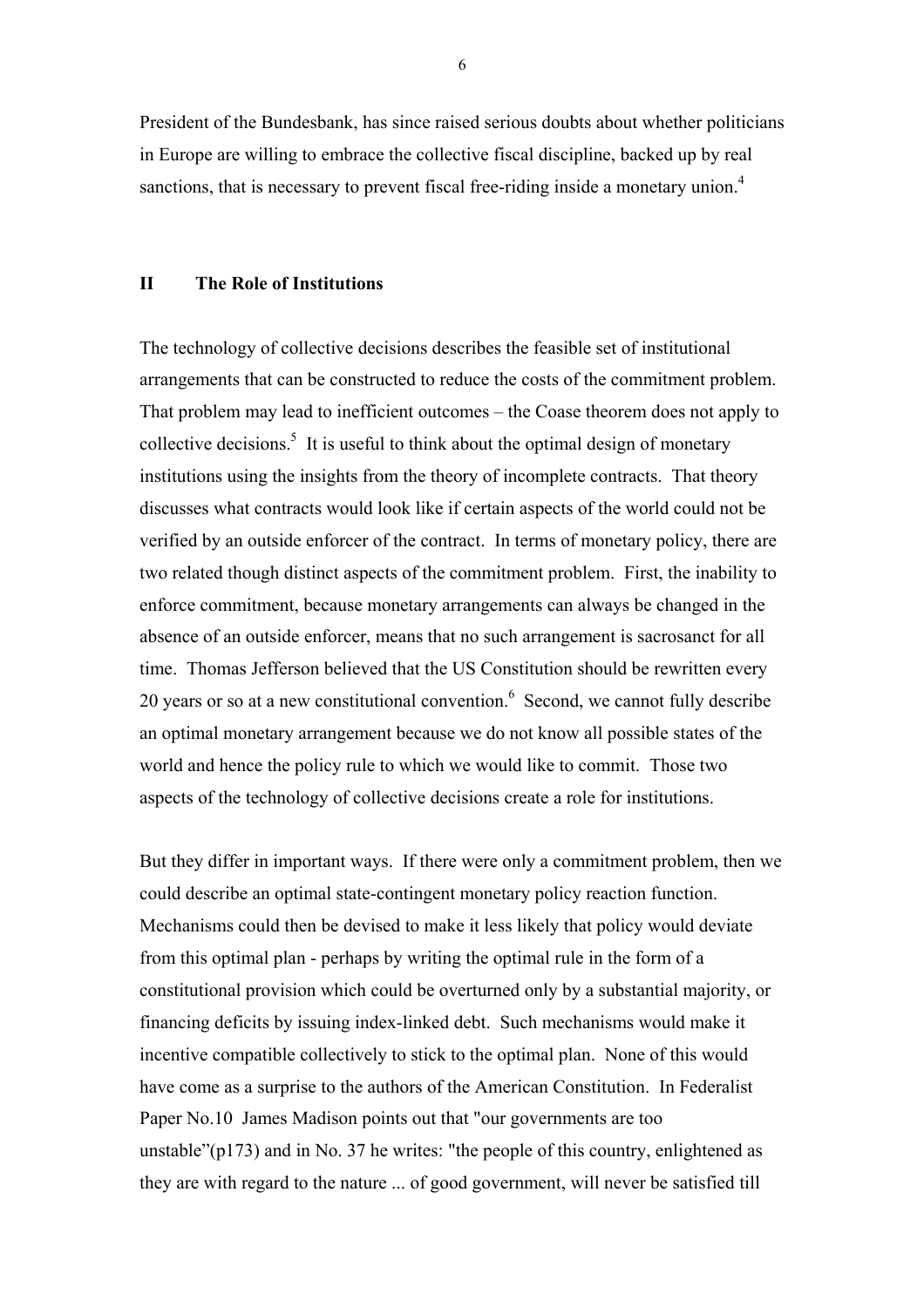President of the Bundesbank, has since raised serious doubts about whether politicians in Europe are willing to embrace the collective fiscal discipline, backed up by real sanctions, that is necessary to prevent fiscal free-riding inside a monetary union.[4]

## II The Role of Institutions

The technology of collective decisions describes the feasible set of institutional arrangements that can be constructed to reduce the costs of the commitment problem. That problem may lead to inefficient outcomes – the Coase theorem does not apply to collective decisions.[5] It is useful to think about the optimal design of monetary institutions using the insights from the theory of incomplete contracts. That theory discusses what contracts would look like if certain aspects of the world could not be verified by an outside enforcer of the contract. In terms of monetary policy, there are two related though distinct aspects of the commitment problem. First, the inability to enforce commitment, because monetary arrangements can always be changed in the absence of an outside enforcer, means that no such arrangement is sacrosanct for all time. Thomas Jefferson believed that the US Constitution should be rewritten every 20 years or so at a new constitutional convention.[6] Second, we cannot fully describe an optimal monetary arrangement because we do not know all possible states of the world and hence the policy rule to which we would like to commit. Those two aspects of the technology of collective decisions create a role for institutions.

But they differ in important ways. If there were only a commitment problem, then we could describe an optimal state-contingent monetary policy reaction function. Mechanisms could then be devised to make it less likely that policy would deviate from this optimal plan - perhaps by writing the optimal rule in the form of a constitutional provision which could be overturned only by a substantial majority, or financing deficits by issuing index-linked debt. Such mechanisms would make it incentive compatible collectively to stick to the optimal plan. None of this would have come as a surprise to the authors of the American Constitution. In Federalist Paper No.10 James Madison points out that "our governments are too unstable"(p173) and in No. 37 he writes: "the people of this country, enlightened as they are with regard to the nature ... of good government, will never be satisfied till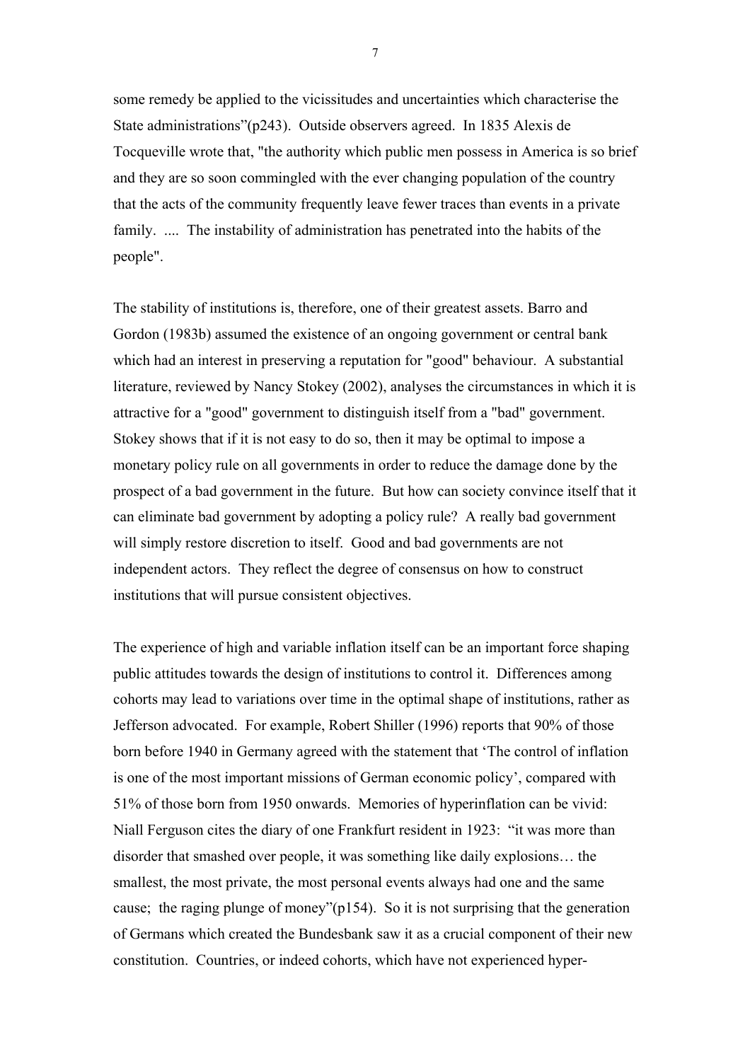some remedy be applied to the vicissitudes and uncertainties which characterise the State administrations"(p243). Outside observers agreed. In 1835 Alexis de Tocqueville wrote that, "the authority which public men possess in America is so brief and they are so soon commingled with the ever changing population of the country that the acts of the community frequently leave fewer traces than events in a private family. .... The instability of administration has penetrated into the habits of the people".

The stability of institutions is, therefore, one of their greatest assets. Barro and Gordon (1983b) assumed the existence of an ongoing government or central bank which had an interest in preserving a reputation for "good" behaviour. A substantial literature, reviewed by Nancy Stokey (2002), analyses the circumstances in which it is attractive for a "good" government to distinguish itself from a "bad" government. Stokey shows that if it is not easy to do so, then it may be optimal to impose a monetary policy rule on all governments in order to reduce the damage done by the prospect of a bad government in the future. But how can society convince itself that it can eliminate bad government by adopting a policy rule? A really bad government will simply restore discretion to itself. Good and bad governments are not independent actors. They reflect the degree of consensus on how to construct institutions that will pursue consistent objectives.

The experience of high and variable inflation itself can be an important force shaping public attitudes towards the design of institutions to control it. Differences among cohorts may lead to variations over time in the optimal shape of institutions, rather as Jefferson advocated. For example, Robert Shiller (1996) reports that 90% of those born before 1940 in Germany agreed with the statement that 'The control of inflation is one of the most important missions of German economic policy', compared with 51% of those born from 1950 onwards. Memories of hyperinflation can be vivid: Niall Ferguson cites the diary of one Frankfurt resident in 1923: "it was more than disorder that smashed over people, it was something like daily explosions… the smallest, the most private, the most personal events always had one and the same cause; the raging plunge of money"(p154). So it is not surprising that the generation of Germans which created the Bundesbank saw it as a crucial component of their new constitution. Countries, or indeed cohorts, which have not experienced hyper-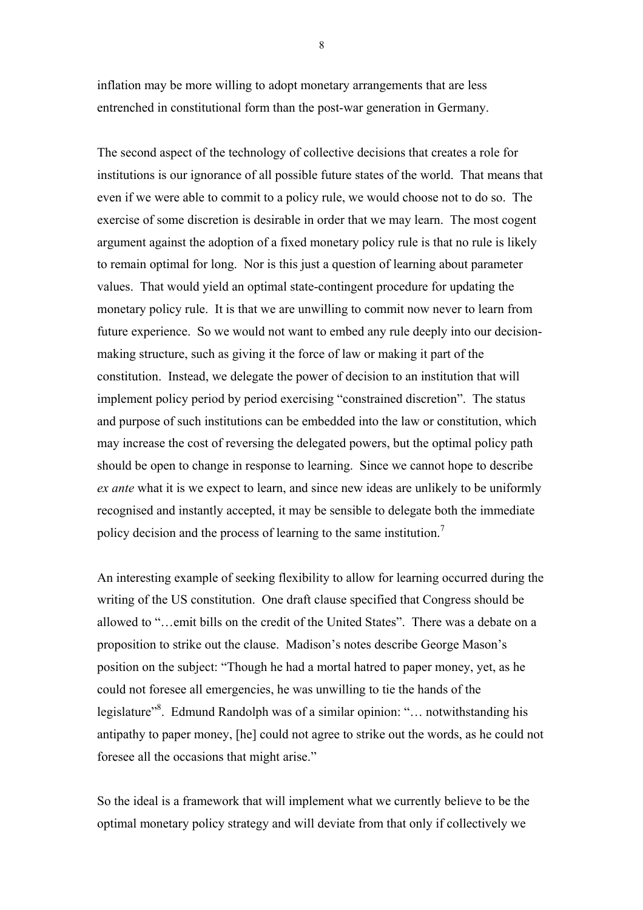inflation may be more willing to adopt monetary arrangements that are less entrenched in constitutional form than the post-war generation in Germany.

The second aspect of the technology of collective decisions that creates a role for institutions is our ignorance of all possible future states of the world. That means that even if we were able to commit to a policy rule, we would choose not to do so. The exercise of some discretion is desirable in order that we may learn. The most cogent argument against the adoption of a fixed monetary policy rule is that no rule is likely to remain optimal for long. Nor is this just a question of learning about parameter values. That would yield an optimal state-contingent procedure for updating the monetary policy rule. It is that we are unwilling to commit now never to learn from future experience. So we would not want to embed any rule deeply into our decision-making structure, such as giving it the force of law or making it part of the constitution. Instead, we delegate the power of decision to an institution that will implement policy period by period exercising "constrained discretion". The status and purpose of such institutions can be embedded into the law or constitution, which may increase the cost of reversing the delegated powers, but the optimal policy path should be open to change in response to learning. Since we cannot hope to describe *ex ante* what it is we expect to learn, and since new ideas are unlikely to be uniformly recognised and instantly accepted, it may be sensible to delegate both the immediate policy decision and the process of learning to the same institution.[7]

An interesting example of seeking flexibility to allow for learning occurred during the writing of the US constitution. One draft clause specified that Congress should be allowed to "…emit bills on the credit of the United States". There was a debate on a proposition to strike out the clause. Madison's notes describe George Mason's position on the subject: "Though he had a mortal hatred to paper money, yet, as he could not foresee all emergencies, he was unwilling to tie the hands of the legislature"[8]. Edmund Randolph was of a similar opinion: "… notwithstanding his antipathy to paper money, [he] could not agree to strike out the words, as he could not foresee all the occasions that might arise."

So the ideal is a framework that will implement what we currently believe to be the optimal monetary policy strategy and will deviate from that only if collectively we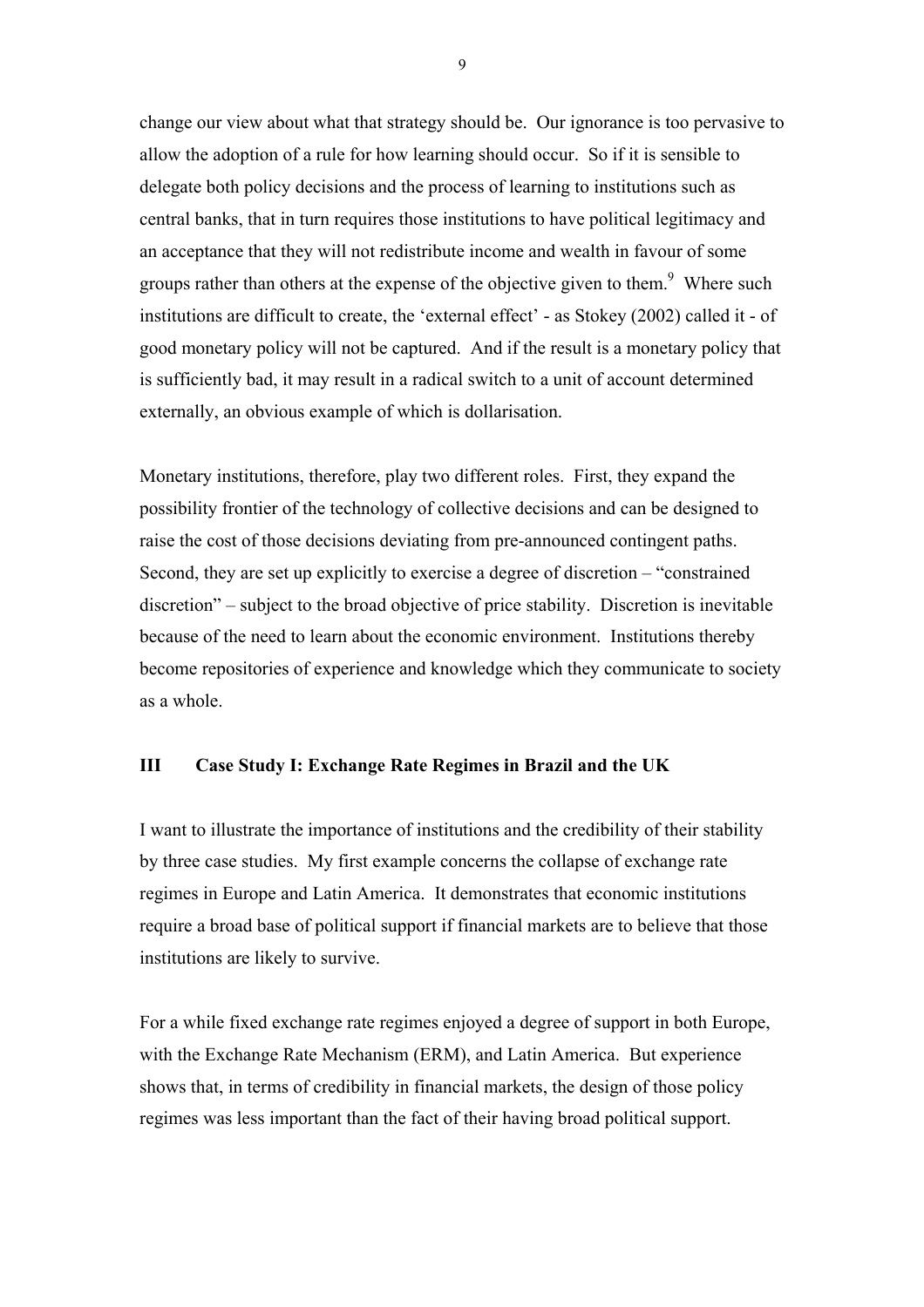change our view about what that strategy should be. Our ignorance is too pervasive to allow the adoption of a rule for how learning should occur. So if it is sensible to delegate both policy decisions and the process of learning to institutions such as central banks, that in turn requires those institutions to have political legitimacy and an acceptance that they will not redistribute income and wealth in favour of some groups rather than others at the expense of the objective given to them.[9] Where such institutions are difficult to create, the 'external effect' - as Stokey (2002) called it - of good monetary policy will not be captured. And if the result is a monetary policy that is sufficiently bad, it may result in a radical switch to a unit of account determined externally, an obvious example of which is dollarisation.

Monetary institutions, therefore, play two different roles. First, they expand the possibility frontier of the technology of collective decisions and can be designed to raise the cost of those decisions deviating from pre-announced contingent paths. Second, they are set up explicitly to exercise a degree of discretion – "constrained discretion" – subject to the broad objective of price stability. Discretion is inevitable because of the need to learn about the economic environment. Institutions thereby become repositories of experience and knowledge which they communicate to society as a whole.

## III Case Study I: Exchange Rate Regimes in Brazil and the UK

I want to illustrate the importance of institutions and the credibility of their stability by three case studies. My first example concerns the collapse of exchange rate regimes in Europe and Latin America. It demonstrates that economic institutions require a broad base of political support if financial markets are to believe that those institutions are likely to survive.

For a while fixed exchange rate regimes enjoyed a degree of support in both Europe, with the Exchange Rate Mechanism (ERM), and Latin America. But experience shows that, in terms of credibility in financial markets, the design of those policy regimes was less important than the fact of their having broad political support.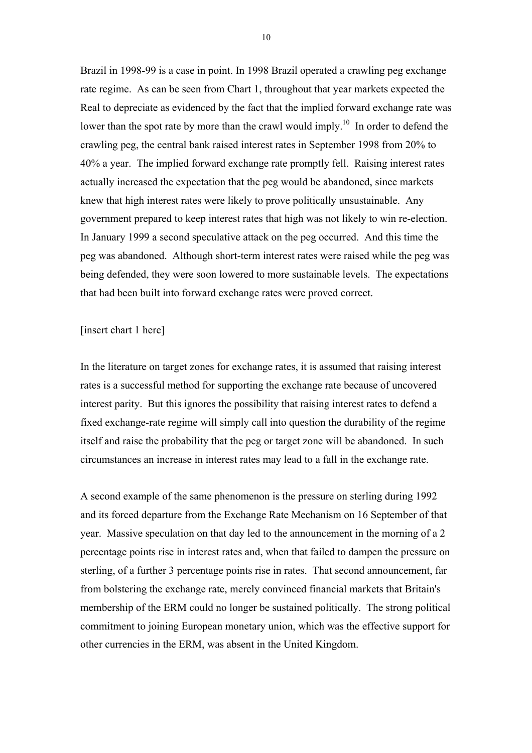Brazil in 1998-99 is a case in point. In 1998 Brazil operated a crawling peg exchange rate regime. As can be seen from Chart 1, throughout that year markets expected the Real to depreciate as evidenced by the fact that the implied forward exchange rate was lower than the spot rate by more than the crawl would imply.[10] In order to defend the crawling peg, the central bank raised interest rates in September 1998 from 20% to 40% a year. The implied forward exchange rate promptly fell. Raising interest rates actually increased the expectation that the peg would be abandoned, since markets knew that high interest rates were likely to prove politically unsustainable. Any government prepared to keep interest rates that high was not likely to win re-election. In January 1999 a second speculative attack on the peg occurred. And this time the peg was abandoned. Although short-term interest rates were raised while the peg was being defended, they were soon lowered to more sustainable levels. The expectations that had been built into forward exchange rates were proved correct.

[insert chart 1 here]

In the literature on target zones for exchange rates, it is assumed that raising interest rates is a successful method for supporting the exchange rate because of uncovered interest parity. But this ignores the possibility that raising interest rates to defend a fixed exchange-rate regime will simply call into question the durability of the regime itself and raise the probability that the peg or target zone will be abandoned. In such circumstances an increase in interest rates may lead to a fall in the exchange rate.

A second example of the same phenomenon is the pressure on sterling during 1992 and its forced departure from the Exchange Rate Mechanism on 16 September of that year. Massive speculation on that day led to the announcement in the morning of a 2 percentage points rise in interest rates and, when that failed to dampen the pressure on sterling, of a further 3 percentage points rise in rates. That second announcement, far from bolstering the exchange rate, merely convinced financial markets that Britain's membership of the ERM could no longer be sustained politically. The strong political commitment to joining European monetary union, which was the effective support for other currencies in the ERM, was absent in the United Kingdom.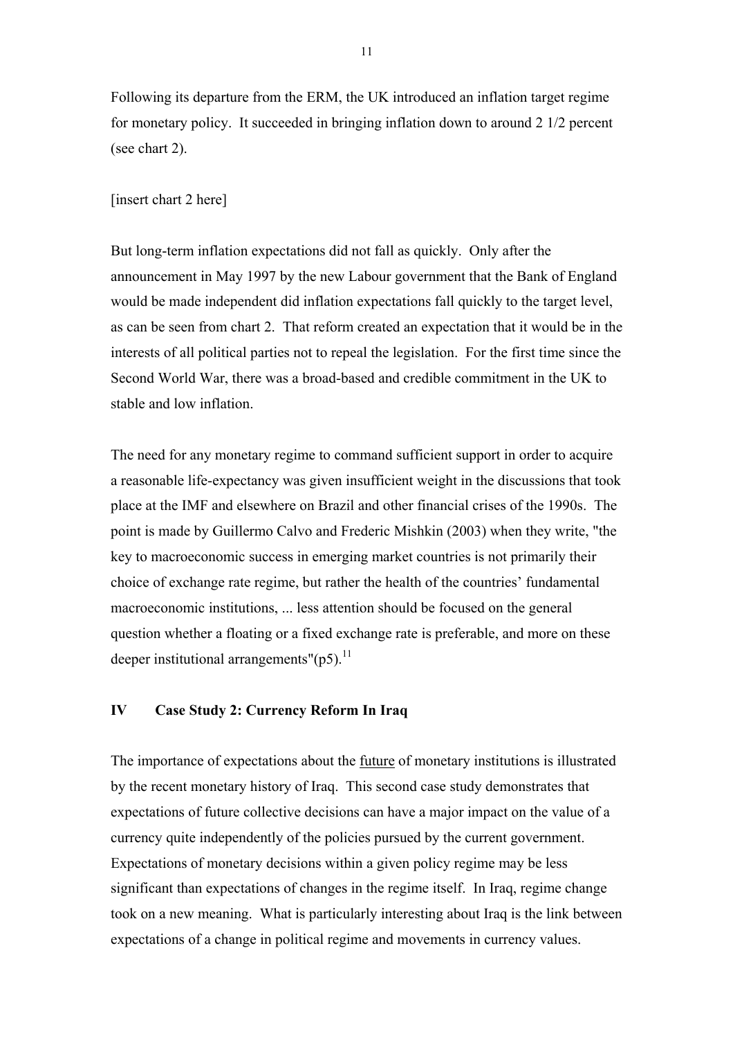Following its departure from the ERM, the UK introduced an inflation target regime for monetary policy. It succeeded in bringing inflation down to around 2 1/2 percent (see chart 2).

[insert chart 2 here]

But long-term inflation expectations did not fall as quickly. Only after the announcement in May 1997 by the new Labour government that the Bank of England would be made independent did inflation expectations fall quickly to the target level, as can be seen from chart 2. That reform created an expectation that it would be in the interests of all political parties not to repeal the legislation. For the first time since the Second World War, there was a broad-based and credible commitment in the UK to stable and low inflation.

The need for any monetary regime to command sufficient support in order to acquire a reasonable life-expectancy was given insufficient weight in the discussions that took place at the IMF and elsewhere on Brazil and other financial crises of the 1990s. The point is made by Guillermo Calvo and Frederic Mishkin (2003) when they write, "the key to macroeconomic success in emerging market countries is not primarily their choice of exchange rate regime, but rather the health of the countries' fundamental macroeconomic institutions, ... less attention should be focused on the general question whether a floating or a fixed exchange rate is preferable, and more on these deeper institutional arrangements"(p5).[11]

## IV Case Study 2: Currency Reform In Iraq

The importance of expectations about the future of monetary institutions is illustrated by the recent monetary history of Iraq. This second case study demonstrates that expectations of future collective decisions can have a major impact on the value of a currency quite independently of the policies pursued by the current government. Expectations of monetary decisions within a given policy regime may be less significant than expectations of changes in the regime itself. In Iraq, regime change took on a new meaning. What is particularly interesting about Iraq is the link between expectations of a change in political regime and movements in currency values.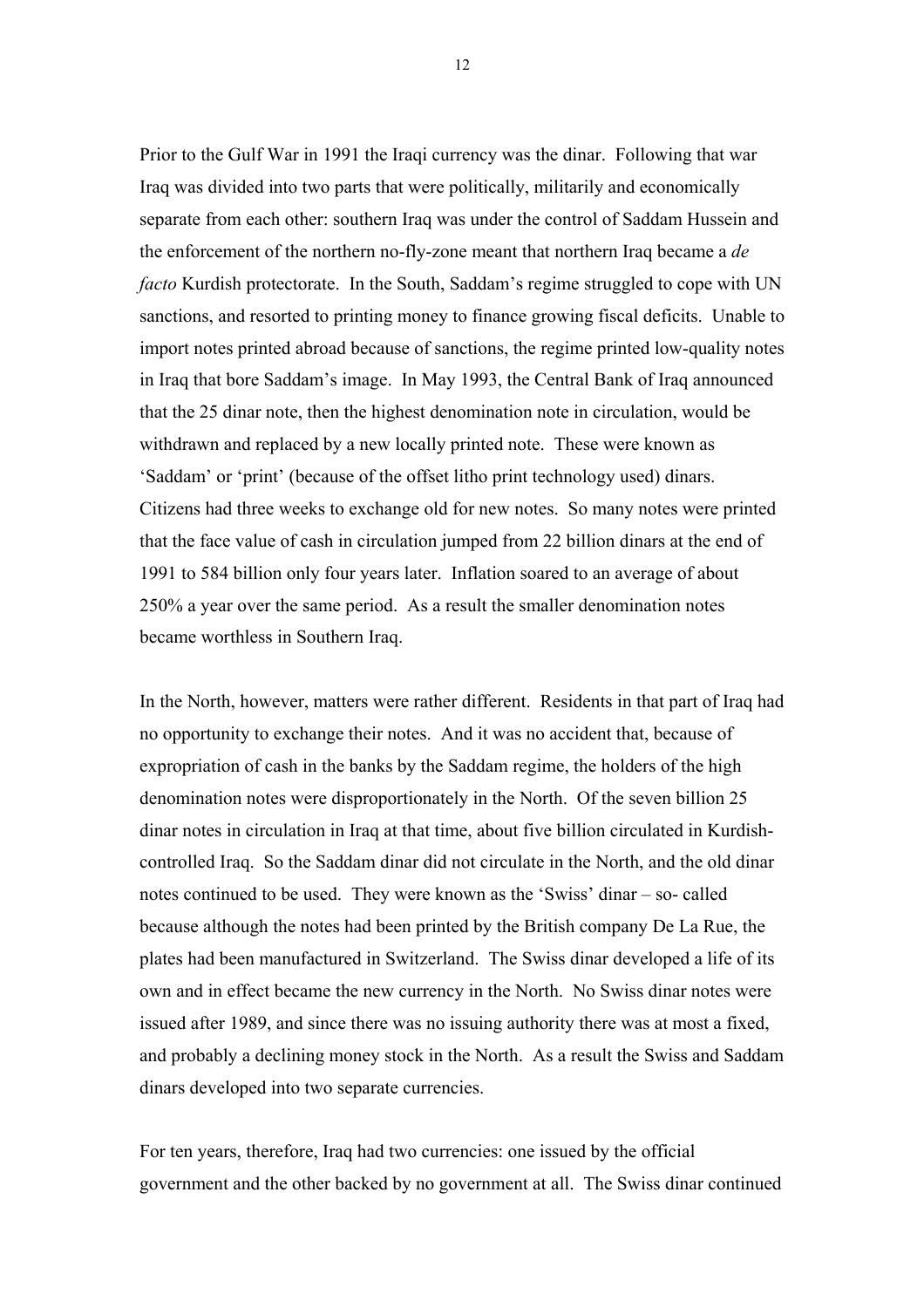Prior to the Gulf War in 1991 the Iraqi currency was the dinar. Following that war Iraq was divided into two parts that were politically, militarily and economically separate from each other: southern Iraq was under the control of Saddam Hussein and the enforcement of the northern no-fly-zone meant that northern Iraq became a *de facto* Kurdish protectorate. In the South, Saddam's regime struggled to cope with UN sanctions, and resorted to printing money to finance growing fiscal deficits. Unable to import notes printed abroad because of sanctions, the regime printed low-quality notes in Iraq that bore Saddam's image. In May 1993, the Central Bank of Iraq announced that the 25 dinar note, then the highest denomination note in circulation, would be withdrawn and replaced by a new locally printed note. These were known as 'Saddam' or 'print' (because of the offset litho print technology used) dinars. Citizens had three weeks to exchange old for new notes. So many notes were printed that the face value of cash in circulation jumped from 22 billion dinars at the end of 1991 to 584 billion only four years later. Inflation soared to an average of about 250% a year over the same period. As a result the smaller denomination notes became worthless in Southern Iraq.

In the North, however, matters were rather different. Residents in that part of Iraq had no opportunity to exchange their notes. And it was no accident that, because of expropriation of cash in the banks by the Saddam regime, the holders of the high denomination notes were disproportionately in the North. Of the seven billion 25 dinar notes in circulation in Iraq at that time, about five billion circulated in Kurdish-controlled Iraq. So the Saddam dinar did not circulate in the North, and the old dinar notes continued to be used. They were known as the 'Swiss' dinar – so- called because although the notes had been printed by the British company De La Rue, the plates had been manufactured in Switzerland. The Swiss dinar developed a life of its own and in effect became the new currency in the North. No Swiss dinar notes were issued after 1989, and since there was no issuing authority there was at most a fixed, and probably a declining money stock in the North. As a result the Swiss and Saddam dinars developed into two separate currencies.

For ten years, therefore, Iraq had two currencies: one issued by the official government and the other backed by no government at all. The Swiss dinar continued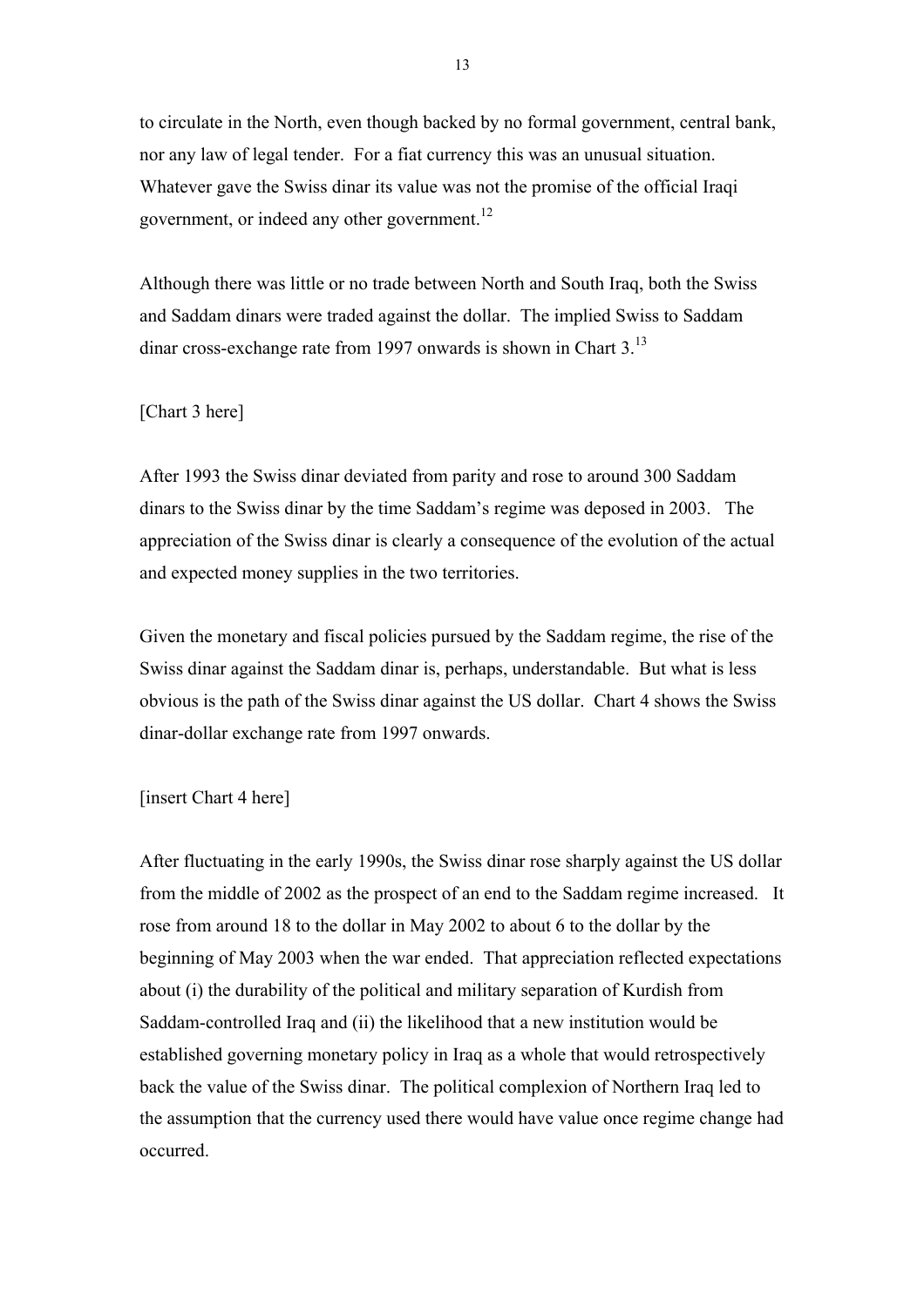to circulate in the North, even though backed by no formal government, central bank, nor any law of legal tender. For a fiat currency this was an unusual situation. Whatever gave the Swiss dinar its value was not the promise of the official Iraqi government, or indeed any other government.[12]

Although there was little or no trade between North and South Iraq, both the Swiss and Saddam dinars were traded against the dollar. The implied Swiss to Saddam dinar cross-exchange rate from 1997 onwards is shown in Chart 3.[13]

[Chart 3 here]

After 1993 the Swiss dinar deviated from parity and rose to around 300 Saddam dinars to the Swiss dinar by the time Saddam's regime was deposed in 2003. The appreciation of the Swiss dinar is clearly a consequence of the evolution of the actual and expected money supplies in the two territories.

Given the monetary and fiscal policies pursued by the Saddam regime, the rise of the Swiss dinar against the Saddam dinar is, perhaps, understandable. But what is less obvious is the path of the Swiss dinar against the US dollar. Chart 4 shows the Swiss dinar-dollar exchange rate from 1997 onwards.

[insert Chart 4 here]

After fluctuating in the early 1990s, the Swiss dinar rose sharply against the US dollar from the middle of 2002 as the prospect of an end to the Saddam regime increased. It rose from around 18 to the dollar in May 2002 to about 6 to the dollar by the beginning of May 2003 when the war ended. That appreciation reflected expectations about (i) the durability of the political and military separation of Kurdish from Saddam-controlled Iraq and (ii) the likelihood that a new institution would be established governing monetary policy in Iraq as a whole that would retrospectively back the value of the Swiss dinar. The political complexion of Northern Iraq led to the assumption that the currency used there would have value once regime change had occurred.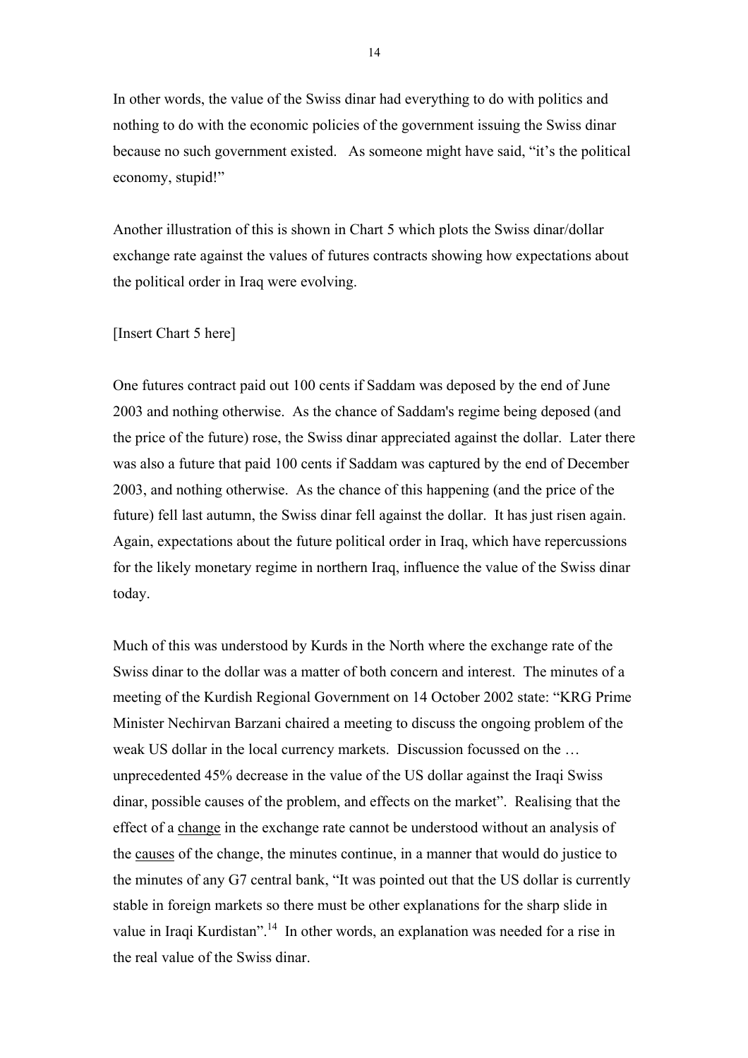In other words, the value of the Swiss dinar had everything to do with politics and nothing to do with the economic policies of the government issuing the Swiss dinar because no such government existed. As someone might have said, "it's the political economy, stupid!"

Another illustration of this is shown in Chart 5 which plots the Swiss dinar/dollar exchange rate against the values of futures contracts showing how expectations about the political order in Iraq were evolving.

[Insert Chart 5 here]

One futures contract paid out 100 cents if Saddam was deposed by the end of June 2003 and nothing otherwise. As the chance of Saddam's regime being deposed (and the price of the future) rose, the Swiss dinar appreciated against the dollar. Later there was also a future that paid 100 cents if Saddam was captured by the end of December 2003, and nothing otherwise. As the chance of this happening (and the price of the future) fell last autumn, the Swiss dinar fell against the dollar. It has just risen again. Again, expectations about the future political order in Iraq, which have repercussions for the likely monetary regime in northern Iraq, influence the value of the Swiss dinar today.

Much of this was understood by Kurds in the North where the exchange rate of the Swiss dinar to the dollar was a matter of both concern and interest. The minutes of a meeting of the Kurdish Regional Government on 14 October 2002 state: "KRG Prime Minister Nechirvan Barzani chaired a meeting to discuss the ongoing problem of the weak US dollar in the local currency markets. Discussion focussed on the … unprecedented 45% decrease in the value of the US dollar against the Iraqi Swiss dinar, possible causes of the problem, and effects on the market". Realising that the effect of a <u>change</u> in the exchange rate cannot be understood without an analysis of the <u>causes</u> of the change, the minutes continue, in a manner that would do justice to the minutes of any G7 central bank, "It was pointed out that the US dollar is currently stable in foreign markets so there must be other explanations for the sharp slide in value in Iraqi Kurdistan".[14] In other words, an explanation was needed for a rise in the real value of the Swiss dinar.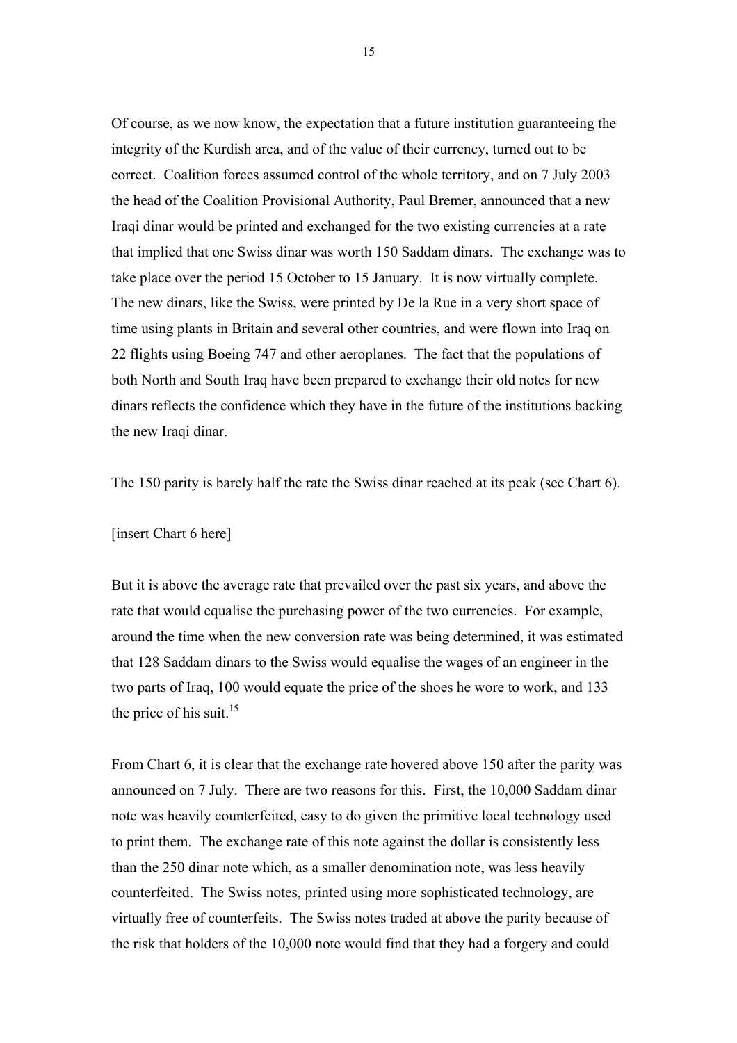Of course, as we now know, the expectation that a future institution guaranteeing the integrity of the Kurdish area, and of the value of their currency, turned out to be correct. Coalition forces assumed control of the whole territory, and on 7 July 2003 the head of the Coalition Provisional Authority, Paul Bremer, announced that a new Iraqi dinar would be printed and exchanged for the two existing currencies at a rate that implied that one Swiss dinar was worth 150 Saddam dinars. The exchange was to take place over the period 15 October to 15 January. It is now virtually complete. The new dinars, like the Swiss, were printed by De la Rue in a very short space of time using plants in Britain and several other countries, and were flown into Iraq on 22 flights using Boeing 747 and other aeroplanes. The fact that the populations of both North and South Iraq have been prepared to exchange their old notes for new dinars reflects the confidence which they have in the future of the institutions backing the new Iraqi dinar.

The 150 parity is barely half the rate the Swiss dinar reached at its peak (see Chart 6).

[insert Chart 6 here]

But it is above the average rate that prevailed over the past six years, and above the rate that would equalise the purchasing power of the two currencies. For example, around the time when the new conversion rate was being determined, it was estimated that 128 Saddam dinars to the Swiss would equalise the wages of an engineer in the two parts of Iraq, 100 would equate the price of the shoes he wore to work, and 133 the price of his suit.[15]

From Chart 6, it is clear that the exchange rate hovered above 150 after the parity was announced on 7 July. There are two reasons for this. First, the 10,000 Saddam dinar note was heavily counterfeited, easy to do given the primitive local technology used to print them. The exchange rate of this note against the dollar is consistently less than the 250 dinar note which, as a smaller denomination note, was less heavily counterfeited. The Swiss notes, printed using more sophisticated technology, are virtually free of counterfeits. The Swiss notes traded at above the parity because of the risk that holders of the 10,000 note would find that they had a forgery and could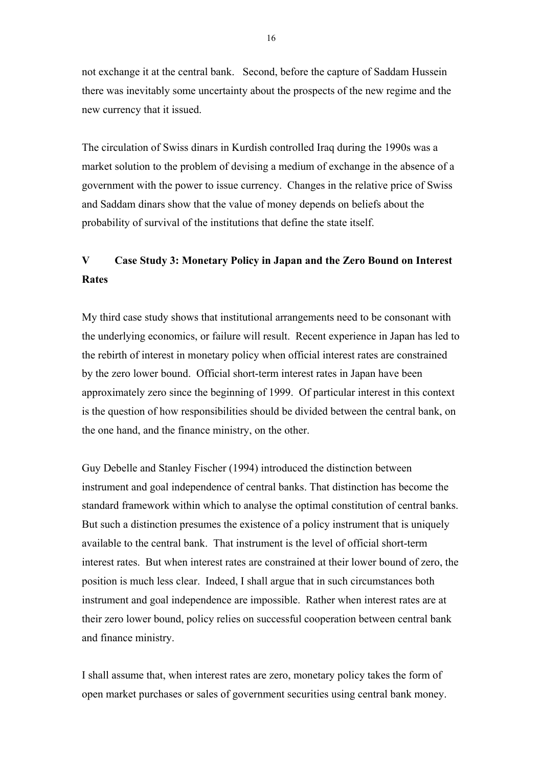not exchange it at the central bank. Second, before the capture of Saddam Hussein there was inevitably some uncertainty about the prospects of the new regime and the new currency that it issued.

The circulation of Swiss dinars in Kurdish controlled Iraq during the 1990s was a market solution to the problem of devising a medium of exchange in the absence of a government with the power to issue currency. Changes in the relative price of Swiss and Saddam dinars show that the value of money depends on beliefs about the probability of survival of the institutions that define the state itself.

## V Case Study 3: Monetary Policy in Japan and the Zero Bound on Interest Rates

My third case study shows that institutional arrangements need to be consonant with the underlying economics, or failure will result. Recent experience in Japan has led to the rebirth of interest in monetary policy when official interest rates are constrained by the zero lower bound. Official short-term interest rates in Japan have been approximately zero since the beginning of 1999. Of particular interest in this context is the question of how responsibilities should be divided between the central bank, on the one hand, and the finance ministry, on the other.

Guy Debelle and Stanley Fischer (1994) introduced the distinction between instrument and goal independence of central banks. That distinction has become the standard framework within which to analyse the optimal constitution of central banks. But such a distinction presumes the existence of a policy instrument that is uniquely available to the central bank. That instrument is the level of official short-term interest rates. But when interest rates are constrained at their lower bound of zero, the position is much less clear. Indeed, I shall argue that in such circumstances both instrument and goal independence are impossible. Rather when interest rates are at their zero lower bound, policy relies on successful cooperation between central bank and finance ministry.

I shall assume that, when interest rates are zero, monetary policy takes the form of open market purchases or sales of government securities using central bank money.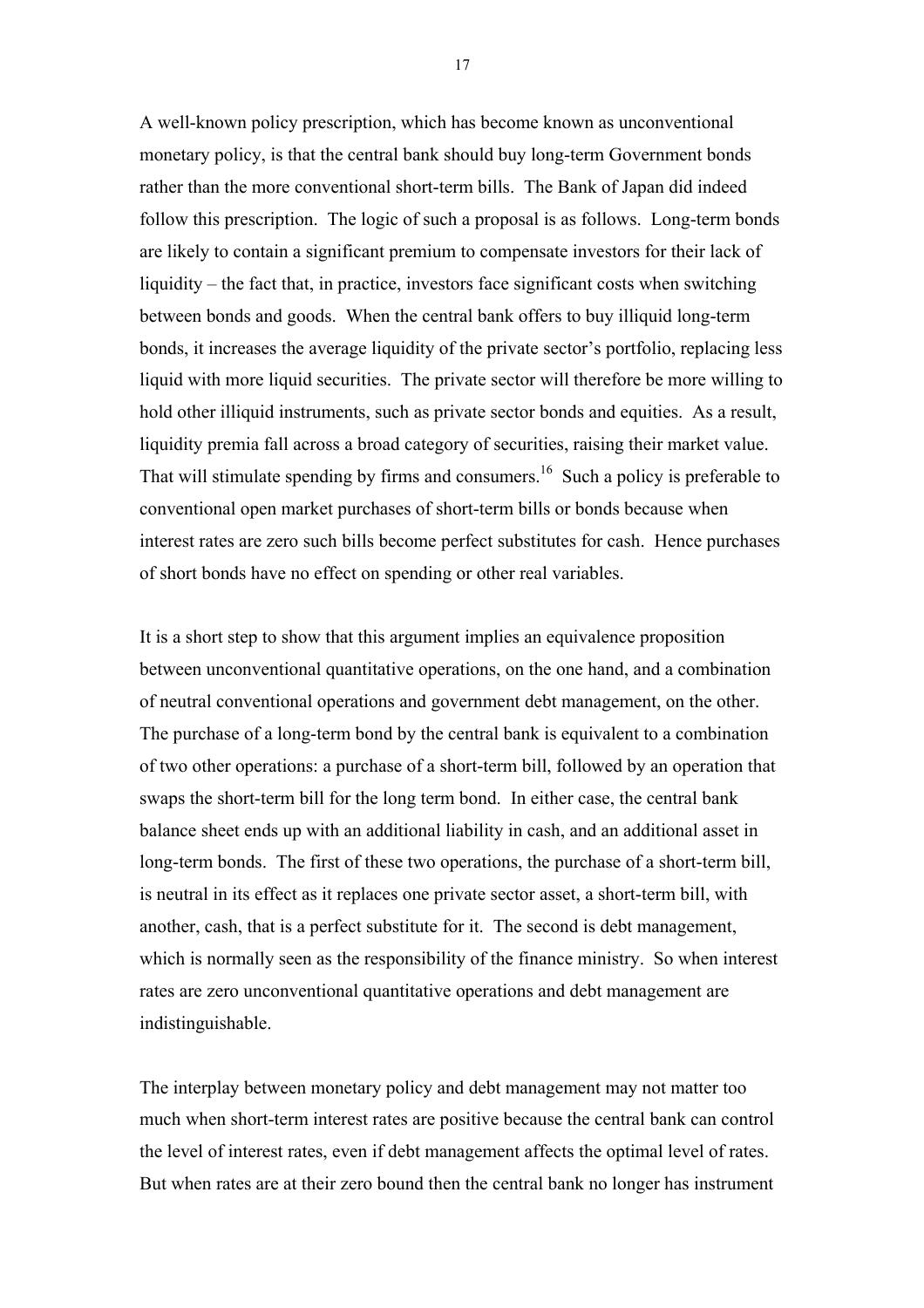A well-known policy prescription, which has become known as unconventional monetary policy, is that the central bank should buy long-term Government bonds rather than the more conventional short-term bills. The Bank of Japan did indeed follow this prescription. The logic of such a proposal is as follows. Long-term bonds are likely to contain a significant premium to compensate investors for their lack of liquidity – the fact that, in practice, investors face significant costs when switching between bonds and goods. When the central bank offers to buy illiquid long-term bonds, it increases the average liquidity of the private sector's portfolio, replacing less liquid with more liquid securities. The private sector will therefore be more willing to hold other illiquid instruments, such as private sector bonds and equities. As a result, liquidity premia fall across a broad category of securities, raising their market value. That will stimulate spending by firms and consumers.[16] Such a policy is preferable to conventional open market purchases of short-term bills or bonds because when interest rates are zero such bills become perfect substitutes for cash. Hence purchases of short bonds have no effect on spending or other real variables.

It is a short step to show that this argument implies an equivalence proposition between unconventional quantitative operations, on the one hand, and a combination of neutral conventional operations and government debt management, on the other. The purchase of a long-term bond by the central bank is equivalent to a combination of two other operations: a purchase of a short-term bill, followed by an operation that swaps the short-term bill for the long term bond. In either case, the central bank balance sheet ends up with an additional liability in cash, and an additional asset in long-term bonds. The first of these two operations, the purchase of a short-term bill, is neutral in its effect as it replaces one private sector asset, a short-term bill, with another, cash, that is a perfect substitute for it. The second is debt management, which is normally seen as the responsibility of the finance ministry. So when interest rates are zero unconventional quantitative operations and debt management are indistinguishable.

The interplay between monetary policy and debt management may not matter too much when short-term interest rates are positive because the central bank can control the level of interest rates, even if debt management affects the optimal level of rates. But when rates are at their zero bound then the central bank no longer has instrument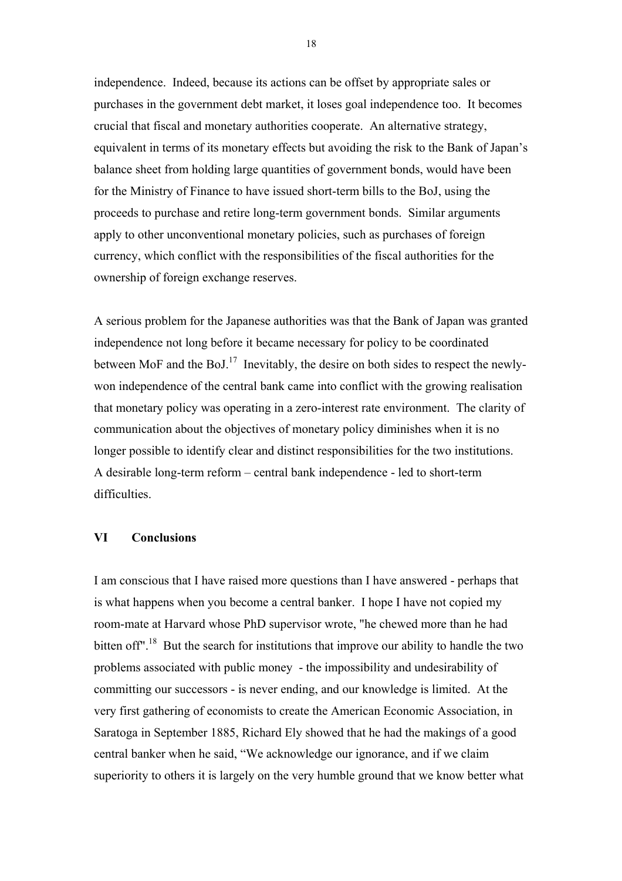independence. Indeed, because its actions can be offset by appropriate sales or purchases in the government debt market, it loses goal independence too. It becomes crucial that fiscal and monetary authorities cooperate. An alternative strategy, equivalent in terms of its monetary effects but avoiding the risk to the Bank of Japan's balance sheet from holding large quantities of government bonds, would have been for the Ministry of Finance to have issued short-term bills to the BoJ, using the proceeds to purchase and retire long-term government bonds. Similar arguments apply to other unconventional monetary policies, such as purchases of foreign currency, which conflict with the responsibilities of the fiscal authorities for the ownership of foreign exchange reserves.

A serious problem for the Japanese authorities was that the Bank of Japan was granted independence not long before it became necessary for policy to be coordinated between MoF and the BoJ.[17] Inevitably, the desire on both sides to respect the newly-won independence of the central bank came into conflict with the growing realisation that monetary policy was operating in a zero-interest rate environment. The clarity of communication about the objectives of monetary policy diminishes when it is no longer possible to identify clear and distinct responsibilities for the two institutions. A desirable long-term reform – central bank independence - led to short-term difficulties.

## VI Conclusions

I am conscious that I have raised more questions than I have answered - perhaps that is what happens when you become a central banker. I hope I have not copied my room-mate at Harvard whose PhD supervisor wrote, "he chewed more than he had bitten off".[18] But the search for institutions that improve our ability to handle the two problems associated with public money - the impossibility and undesirability of committing our successors - is never ending, and our knowledge is limited. At the very first gathering of economists to create the American Economic Association, in Saratoga in September 1885, Richard Ely showed that he had the makings of a good central banker when he said, "We acknowledge our ignorance, and if we claim superiority to others it is largely on the very humble ground that we know better what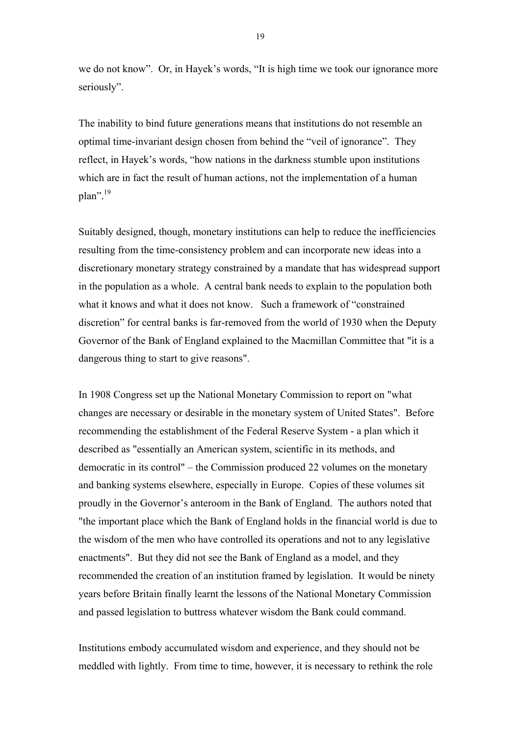we do not know". Or, in Hayek's words, "It is high time we took our ignorance more seriously".

The inability to bind future generations means that institutions do not resemble an optimal time-invariant design chosen from behind the "veil of ignorance". They reflect, in Hayek's words, "how nations in the darkness stumble upon institutions which are in fact the result of human actions, not the implementation of a human plan".[19]

Suitably designed, though, monetary institutions can help to reduce the inefficiencies resulting from the time-consistency problem and can incorporate new ideas into a discretionary monetary strategy constrained by a mandate that has widespread support in the population as a whole. A central bank needs to explain to the population both what it knows and what it does not know. Such a framework of "constrained discretion" for central banks is far-removed from the world of 1930 when the Deputy Governor of the Bank of England explained to the Macmillan Committee that "it is a dangerous thing to start to give reasons".

In 1908 Congress set up the National Monetary Commission to report on "what changes are necessary or desirable in the monetary system of United States". Before recommending the establishment of the Federal Reserve System - a plan which it described as "essentially an American system, scientific in its methods, and democratic in its control" – the Commission produced 22 volumes on the monetary and banking systems elsewhere, especially in Europe. Copies of these volumes sit proudly in the Governor's anteroom in the Bank of England. The authors noted that "the important place which the Bank of England holds in the financial world is due to the wisdom of the men who have controlled its operations and not to any legislative enactments". But they did not see the Bank of England as a model, and they recommended the creation of an institution framed by legislation. It would be ninety years before Britain finally learnt the lessons of the National Monetary Commission and passed legislation to buttress whatever wisdom the Bank could command.

Institutions embody accumulated wisdom and experience, and they should not be meddled with lightly. From time to time, however, it is necessary to rethink the role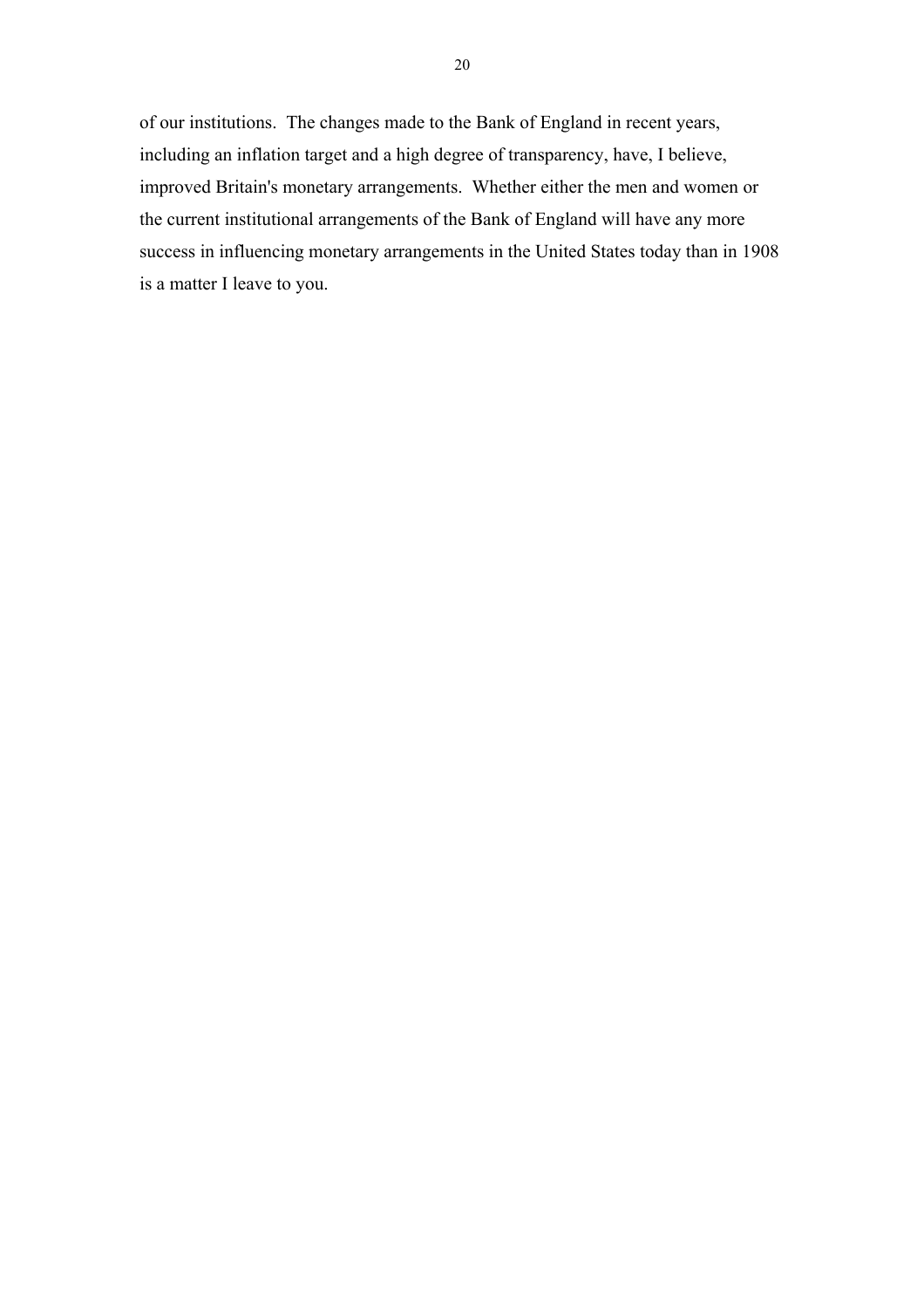of our institutions. The changes made to the Bank of England in recent years, including an inflation target and a high degree of transparency, have, I believe, improved Britain's monetary arrangements. Whether either the men and women or the current institutional arrangements of the Bank of England will have any more success in influencing monetary arrangements in the United States today than in 1908 is a matter I leave to you.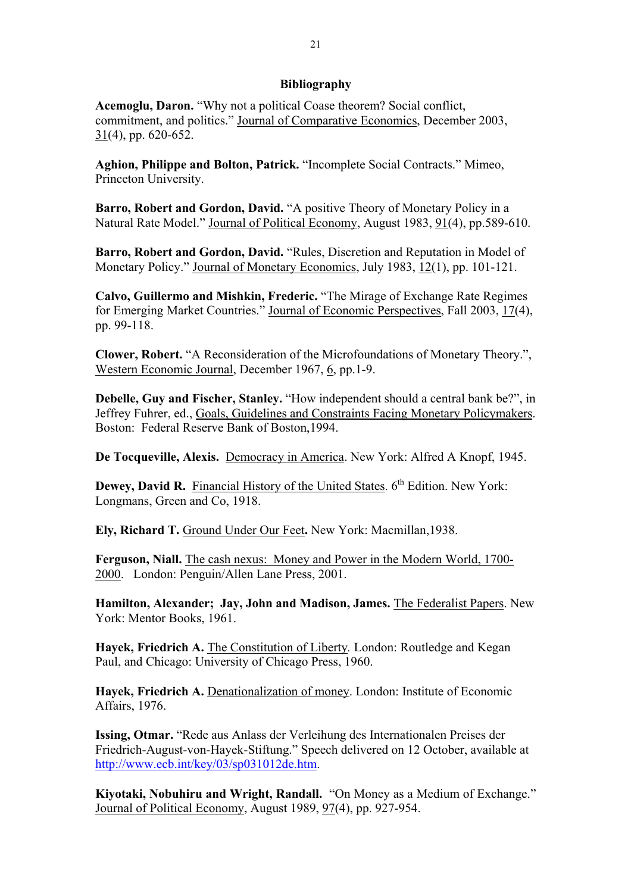## Bibliography

**Acemoglu, Daron.** "Why not a political Coase theorem? Social conflict, commitment, and politics." Journal of Comparative Economics, December 2003, 31(4), pp. 620-652.

**Aghion, Philippe and Bolton, Patrick.** "Incomplete Social Contracts." Mimeo, Princeton University.

**Barro, Robert and Gordon, David.** "A positive Theory of Monetary Policy in a Natural Rate Model." Journal of Political Economy, August 1983, 91(4), pp.589-610.

**Barro, Robert and Gordon, David.** "Rules, Discretion and Reputation in Model of Monetary Policy." Journal of Monetary Economics, July 1983, 12(1), pp. 101-121.

**Calvo, Guillermo and Mishkin, Frederic.** "The Mirage of Exchange Rate Regimes for Emerging Market Countries." Journal of Economic Perspectives, Fall 2003, 17(4), pp. 99-118.

**Clower, Robert.** "A Reconsideration of the Microfoundations of Monetary Theory.", Western Economic Journal, December 1967, 6, pp.1-9.

**Debelle, Guy and Fischer, Stanley.** "How independent should a central bank be?", in Jeffrey Fuhrer, ed., Goals, Guidelines and Constraints Facing Monetary Policymakers. Boston: Federal Reserve Bank of Boston,1994.

**De Tocqueville, Alexis.** Democracy in America. New York: Alfred A Knopf, 1945.

**Dewey, David R.** Financial History of the United States. 6th Edition. New York: Longmans, Green and Co, 1918.

**Ely, Richard T.** Ground Under Our Feet**.** New York: Macmillan,1938.

**Ferguson, Niall.** The cash nexus: Money and Power in the Modern World, 1700-2000. London: Penguin/Allen Lane Press, 2001.

**Hamilton, Alexander; Jay, John and Madison, James.** The Federalist Papers. New York: Mentor Books, 1961.

**Hayek, Friedrich A.** The Constitution of Liberty. London: Routledge and Kegan Paul, and Chicago: University of Chicago Press, 1960.

**Hayek, Friedrich A.** Denationalization of money. London: Institute of Economic Affairs, 1976.

**Issing, Otmar.** "Rede aus Anlass der Verleihung des Internationalen Preises der Friedrich-August-von-Hayek-Stiftung." Speech delivered on 12 October, available at http://www.ecb.int/key/03/sp031012de.htm.

**Kiyotaki, Nobuhiru and Wright, Randall.** "On Money as a Medium of Exchange." Journal of Political Economy, August 1989, 97(4), pp. 927-954.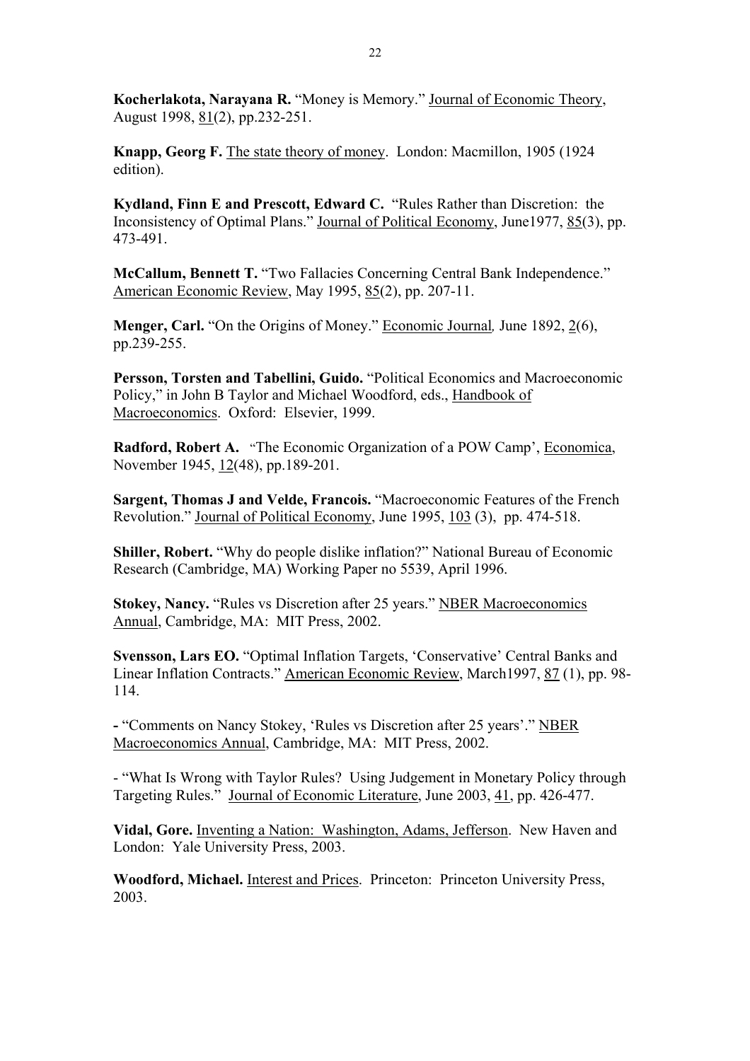**Kocherlakota, Narayana R.** "Money is Memory." Journal of Economic Theory, August 1998, 81(2), pp.232-251.

**Knapp, Georg F.** The state theory of money. London: Macmillon, 1905 (1924 edition).

**Kydland, Finn E and Prescott, Edward C.** "Rules Rather than Discretion: the Inconsistency of Optimal Plans." Journal of Political Economy, June1977, 85(3), pp. 473-491.

**McCallum, Bennett T.** "Two Fallacies Concerning Central Bank Independence." American Economic Review, May 1995, 85(2), pp. 207-11.

**Menger, Carl.** "On the Origins of Money." Economic Journal, June 1892, 2(6), pp.239-255.

**Persson, Torsten and Tabellini, Guido.** "Political Economics and Macroeconomic Policy," in John B Taylor and Michael Woodford, eds., Handbook of Macroeconomics. Oxford: Elsevier, 1999.

**Radford, Robert A.** "The Economic Organization of a POW Camp', Economica, November 1945, 12(48), pp.189-201.

**Sargent, Thomas J and Velde, Francois.** "Macroeconomic Features of the French Revolution." Journal of Political Economy, June 1995, 103 (3), pp. 474-518.

**Shiller, Robert.** "Why do people dislike inflation?" National Bureau of Economic Research (Cambridge, MA) Working Paper no 5539, April 1996.

**Stokey, Nancy.** "Rules vs Discretion after 25 years." NBER Macroeconomics Annual, Cambridge, MA: MIT Press, 2002.

**Svensson, Lars EO.** "Optimal Inflation Targets, 'Conservative' Central Banks and Linear Inflation Contracts." American Economic Review, March1997, 87 (1), pp. 98-114.

**-** "Comments on Nancy Stokey, 'Rules vs Discretion after 25 years'." NBER Macroeconomics Annual, Cambridge, MA: MIT Press, 2002.

- "What Is Wrong with Taylor Rules? Using Judgement in Monetary Policy through Targeting Rules." Journal of Economic Literature, June 2003, 41, pp. 426-477.

**Vidal, Gore.** Inventing a Nation: Washington, Adams, Jefferson. New Haven and London: Yale University Press, 2003.

**Woodford, Michael.** Interest and Prices. Princeton: Princeton University Press, 2003.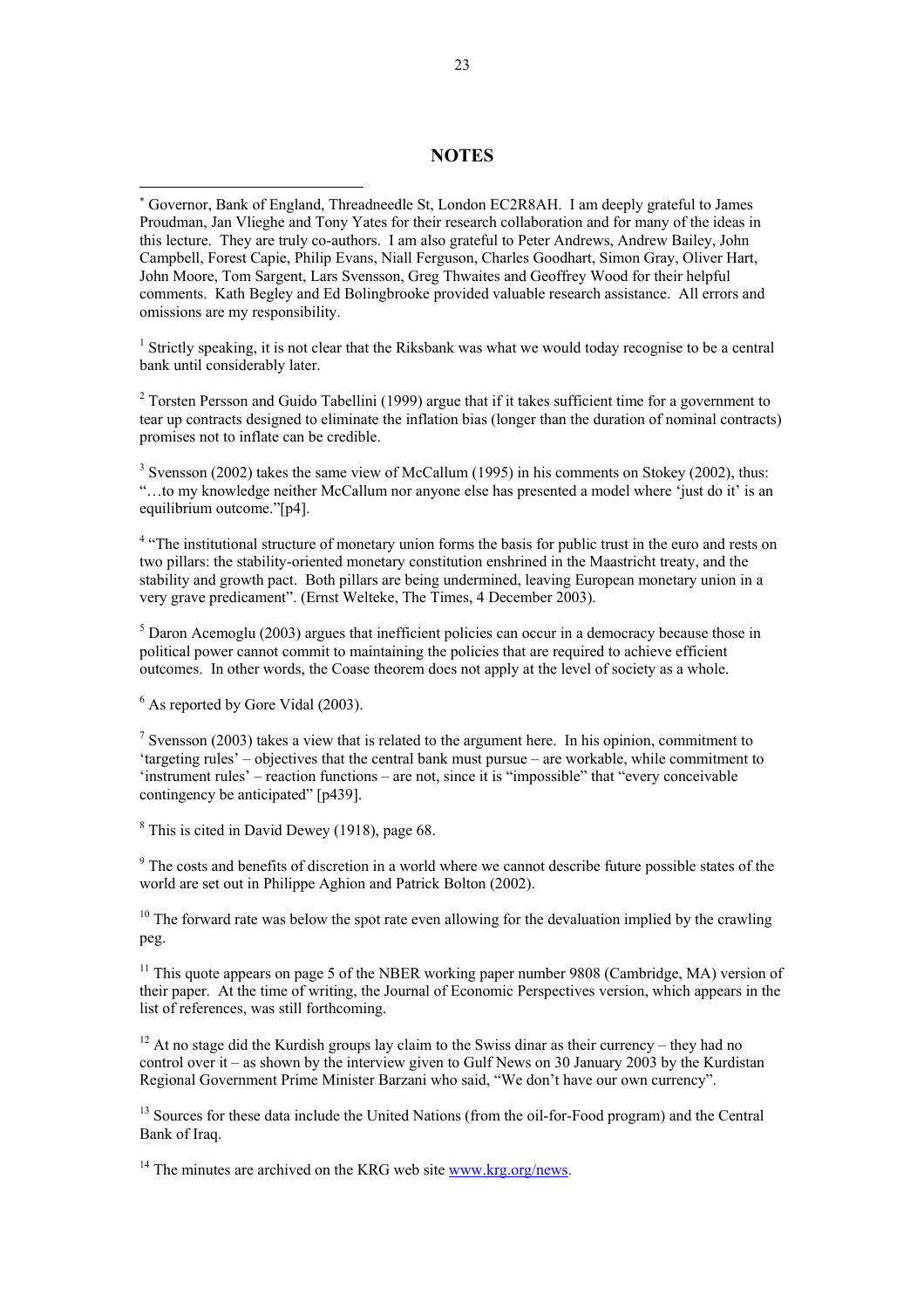## NOTES

[*] Governor, Bank of England, Threadneedle St, London EC2R8AH. I am deeply grateful to James Proudman, Jan Vlieghe and Tony Yates for their research collaboration and for many of the ideas in this lecture. They are truly co-authors. I am also grateful to Peter Andrews, Andrew Bailey, John Campbell, Forest Capie, Philip Evans, Niall Ferguson, Charles Goodhart, Simon Gray, Oliver Hart, John Moore, Tom Sargent, Lars Svensson, Greg Thwaites and Geoffrey Wood for their helpful comments. Kath Begley and Ed Bolingbrooke provided valuable research assistance. All errors and omissions are my responsibility.

[1] Strictly speaking, it is not clear that the Riksbank was what we would today recognise to be a central bank until considerably later.

[2] Torsten Persson and Guido Tabellini (1999) argue that if it takes sufficient time for a government to tear up contracts designed to eliminate the inflation bias (longer than the duration of nominal contracts) promises not to inflate can be credible.

[3] Svensson (2002) takes the same view of McCallum (1995) in his comments on Stokey (2002), thus: "…to my knowledge neither McCallum nor anyone else has presented a model where 'just do it' is an equilibrium outcome."[p4].

[4] "The institutional structure of monetary union forms the basis for public trust in the euro and rests on two pillars: the stability-oriented monetary constitution enshrined in the Maastricht treaty, and the stability and growth pact. Both pillars are being undermined, leaving European monetary union in a very grave predicament". (Ernst Welteke, The Times, 4 December 2003).

[5] Daron Acemoglu (2003) argues that inefficient policies can occur in a democracy because those in political power cannot commit to maintaining the policies that are required to achieve efficient outcomes. In other words, the Coase theorem does not apply at the level of society as a whole.

[6] As reported by Gore Vidal (2003).

[7] Svensson (2003) takes a view that is related to the argument here. In his opinion, commitment to 'targeting rules' – objectives that the central bank must pursue – are workable, while commitment to 'instrument rules' – reaction functions – are not, since it is "impossible" that "every conceivable contingency be anticipated" [p439].

[8] This is cited in David Dewey (1918), page 68.

[9] The costs and benefits of discretion in a world where we cannot describe future possible states of the world are set out in Philippe Aghion and Patrick Bolton (2002).

[10] The forward rate was below the spot rate even allowing for the devaluation implied by the crawling peg.

[11] This quote appears on page 5 of the NBER working paper number 9808 (Cambridge, MA) version of their paper. At the time of writing, the Journal of Economic Perspectives version, which appears in the list of references, was still forthcoming.

[12] At no stage did the Kurdish groups lay claim to the Swiss dinar as their currency – they had no control over it – as shown by the interview given to Gulf News on 30 January 2003 by the Kurdistan Regional Government Prime Minister Barzani who said, "We don't have our own currency".

[13] Sources for these data include the United Nations (from the oil-for-Food program) and the Central Bank of Iraq.

[14] The minutes are archived on the KRG web site www.krg.org/news.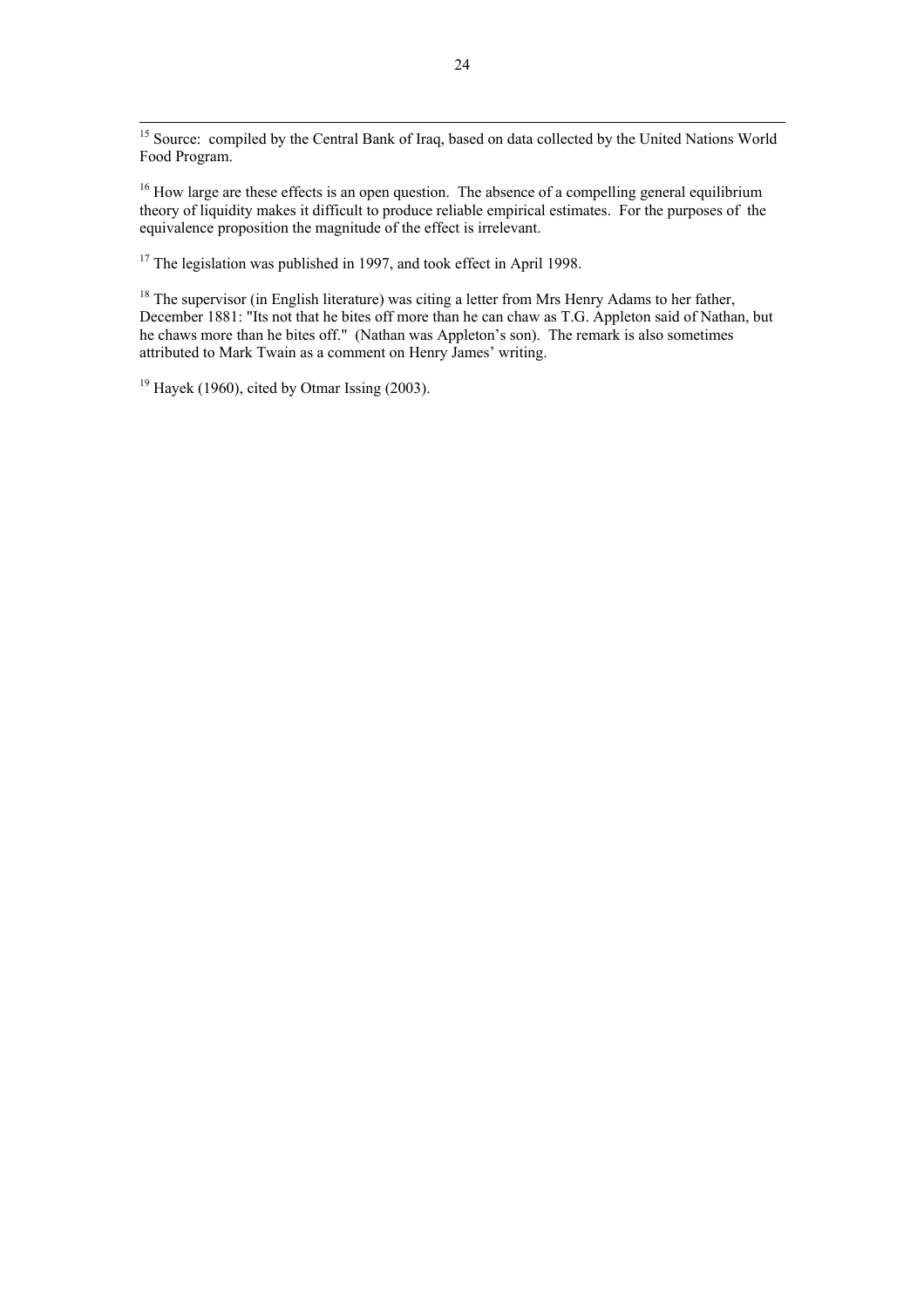[15] Source: compiled by the Central Bank of Iraq, based on data collected by the United Nations World Food Program.

[16] How large are these effects is an open question. The absence of a compelling general equilibrium theory of liquidity makes it difficult to produce reliable empirical estimates. For the purposes of the equivalence proposition the magnitude of the effect is irrelevant.

[17] The legislation was published in 1997, and took effect in April 1998.

[18] The supervisor (in English literature) was citing a letter from Mrs Henry Adams to her father, December 1881: "Its not that he bites off more than he can chaw as T.G. Appleton said of Nathan, but he chaws more than he bites off." (Nathan was Appleton's son). The remark is also sometimes attributed to Mark Twain as a comment on Henry James' writing.

[19] Hayek (1960), cited by Otmar Issing (2003).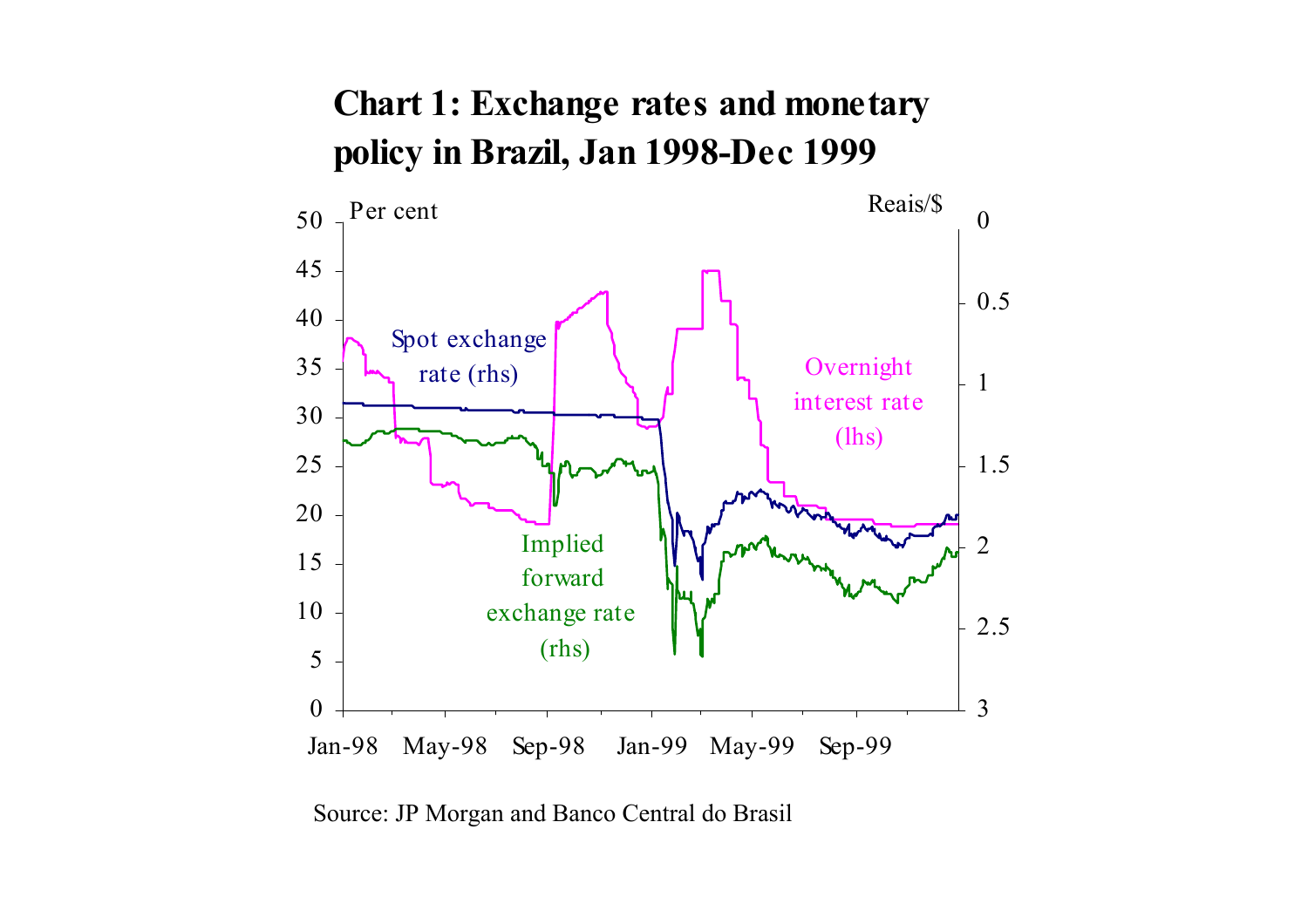## Chart 1: Exchange rates and monetary policy in Brazil, Jan 1998-Dec 1999

Source: JP Morgan and Banco Central do Brasil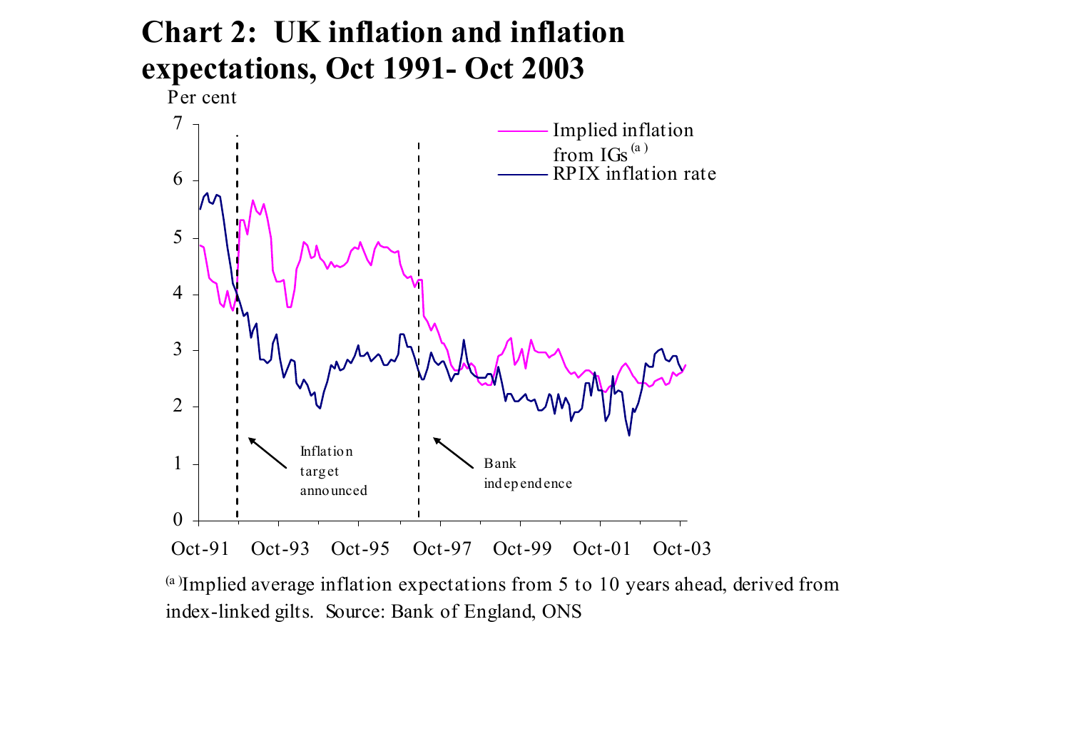# Chart 2: UK inflation and inflation expectations, Oct 1991- Oct 2003

Per cent

Implied inflation from IGs[a]

RPIX inflation rate

Inflation target announced

Bank independence

Oct-91 Oct-93 Oct-95 Oct-97 Oct-99 Oct-01 Oct-03

[a] Implied average inflation expectations from 5 to 10 years ahead, derived from index-linked gilts. Source: Bank of England, ONS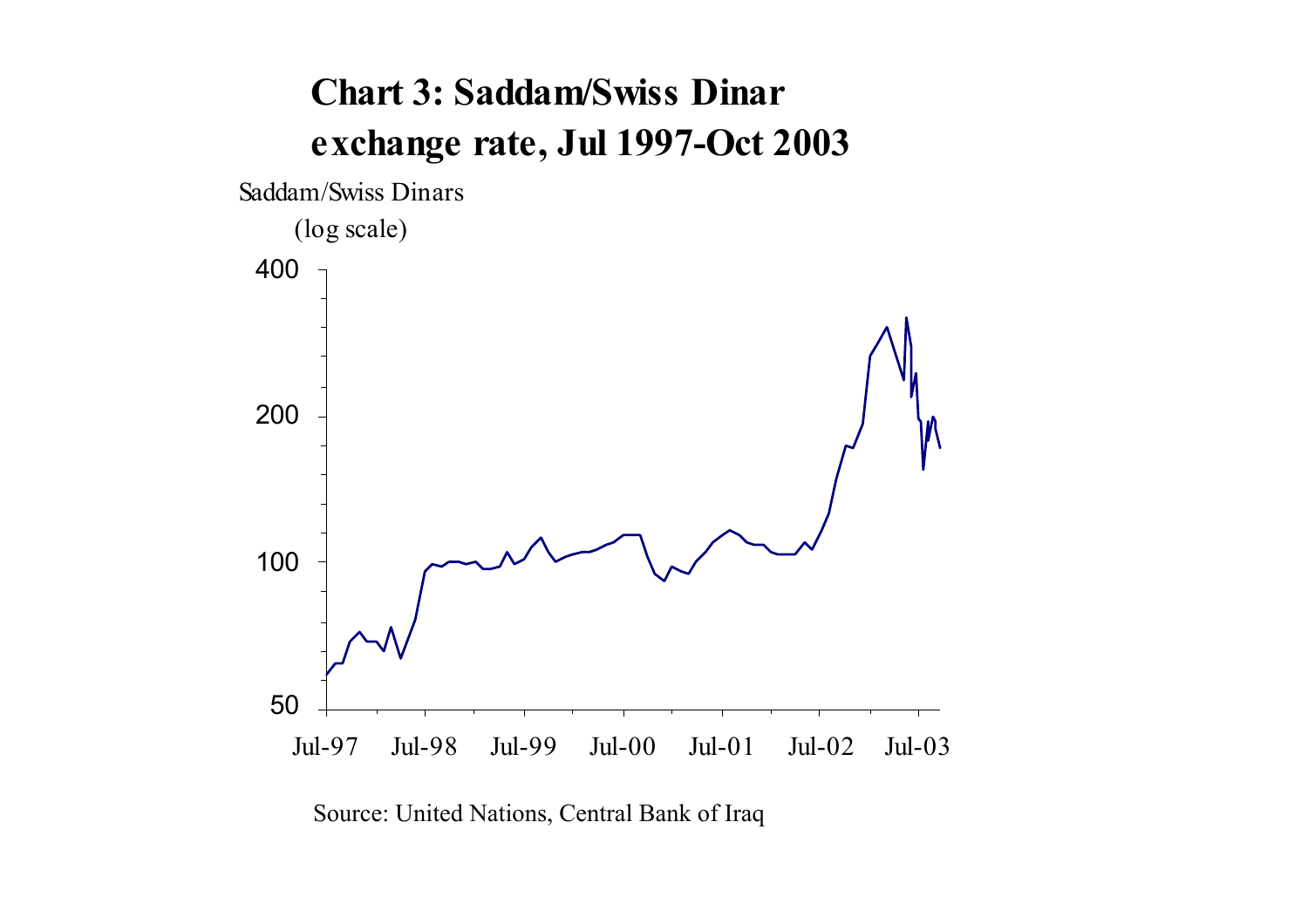**Chart 3: Saddam/Swiss Dinar exchange rate, Jul 1997-Oct 2003**

Saddam/Swiss Dinars (log scale)

Source: United Nations, Central Bank of Iraq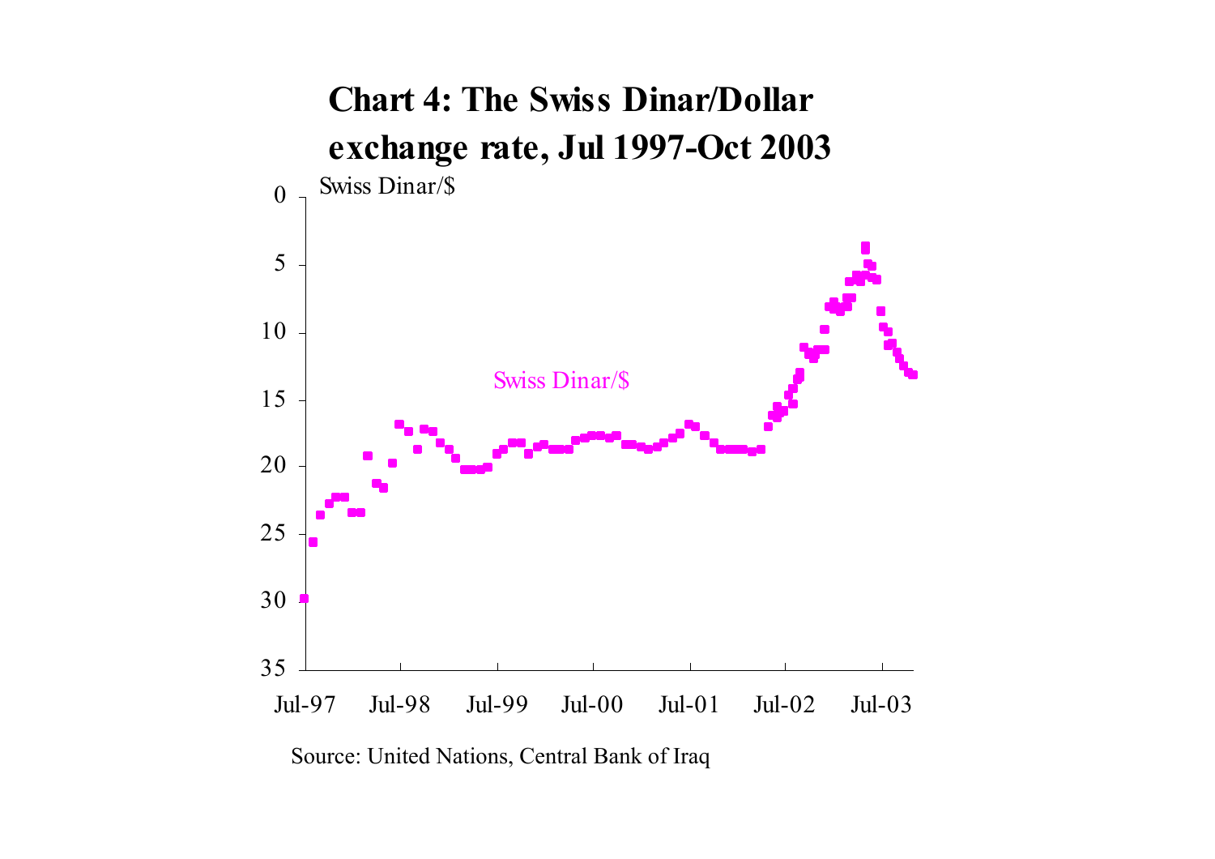# Chart 4: The Swiss Dinar/Dollar exchange rate, Jul 1997-Oct 2003

Swiss Dinar/$

Source: United Nations, Central Bank of Iraq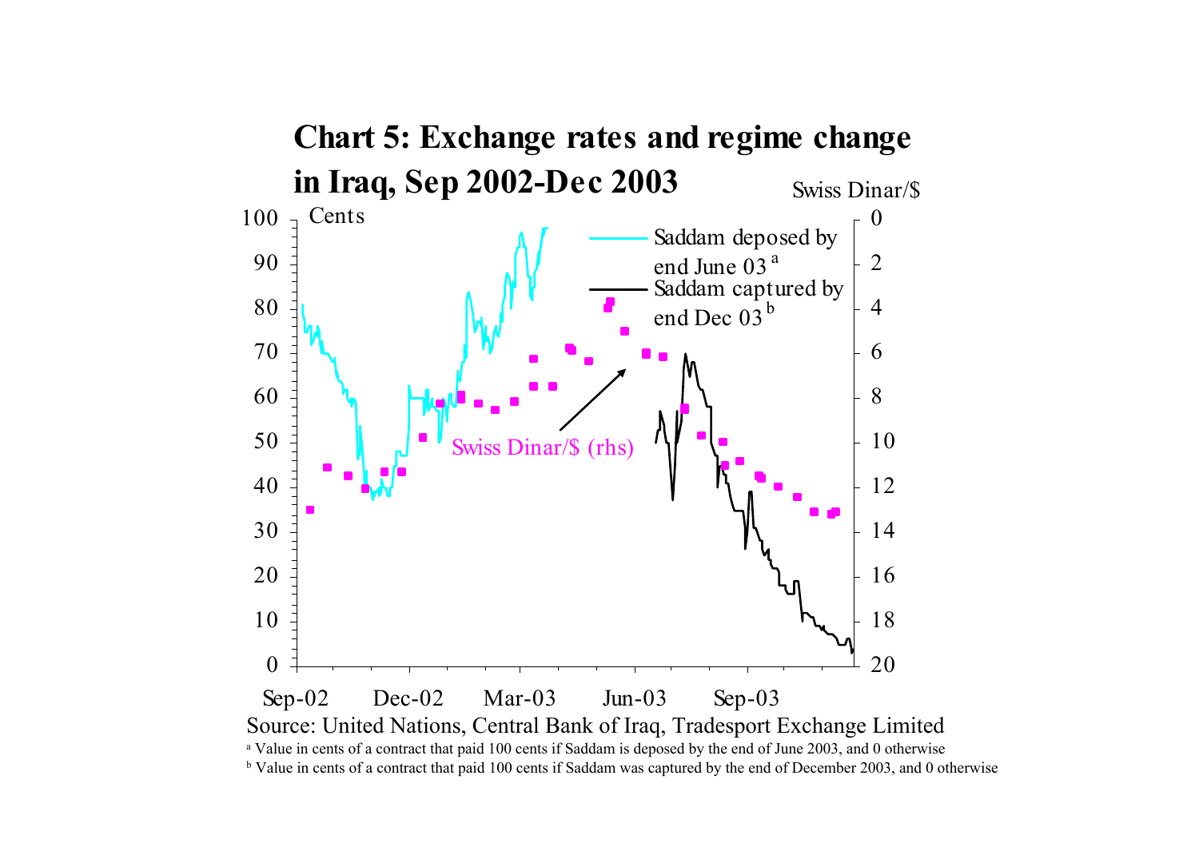# Chart 5: Exchange rates and regime change in Iraq, Sep 2002-Dec 2003

Source: United Nations, Central Bank of Iraq, Tradesport Exchange Limited

[a] Value in cents of a contract that paid 100 cents if Saddam is deposed by the end of June 2003, and 0 otherwise

[b] Value in cents of a contract that paid 100 cents if Saddam was captured by the end of December 2003, and 0 otherwise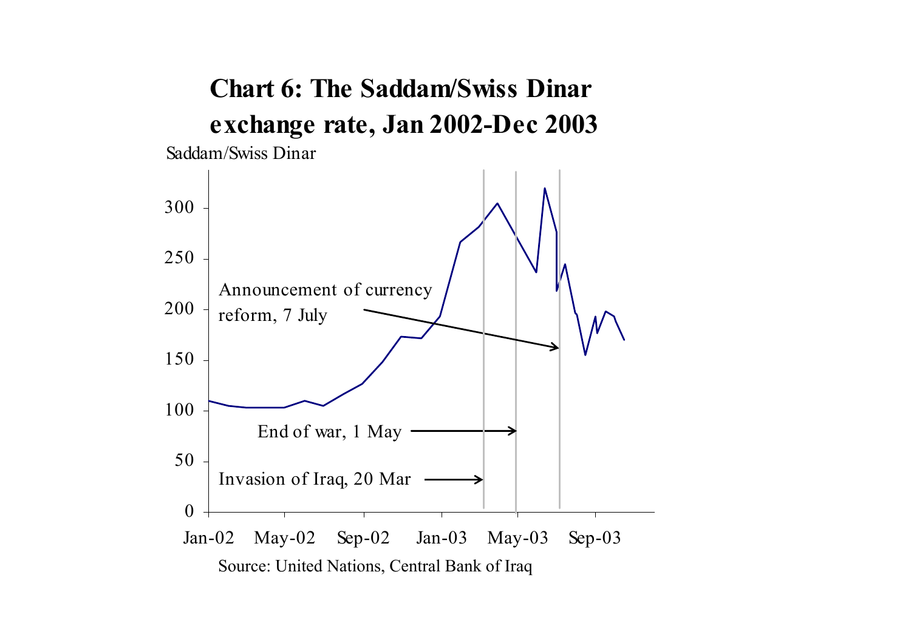# Chart 6: The Saddam/Swiss Dinar exchange rate, Jan 2002-Dec 2003

Saddam/Swiss Dinar

300

250

200

150

100

50

0

Jan-02 May-02 Sep-02 Jan-03 May-03 Sep-03

Announcement of currency reform, 7 July

End of war, 1 May

Invasion of Iraq, 20 Mar

Source: United Nations, Central Bank of Iraq